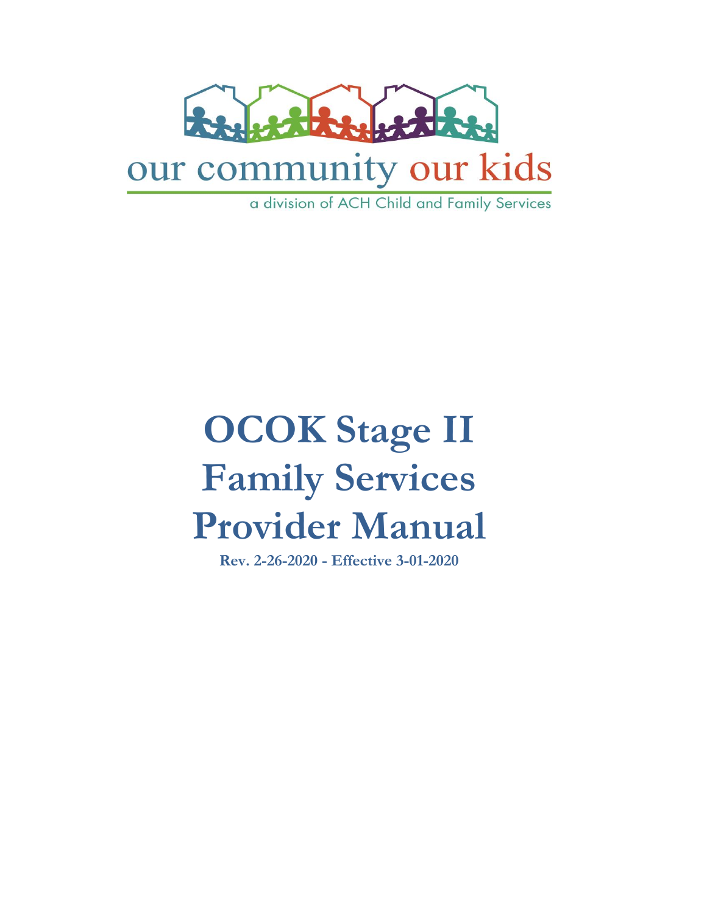our community our kids

a division of ACH Child and Family Services

# OCOK Stage II Family Services Provider Manual

**Rev. 2-26-2020 - Effective 3-01-2020**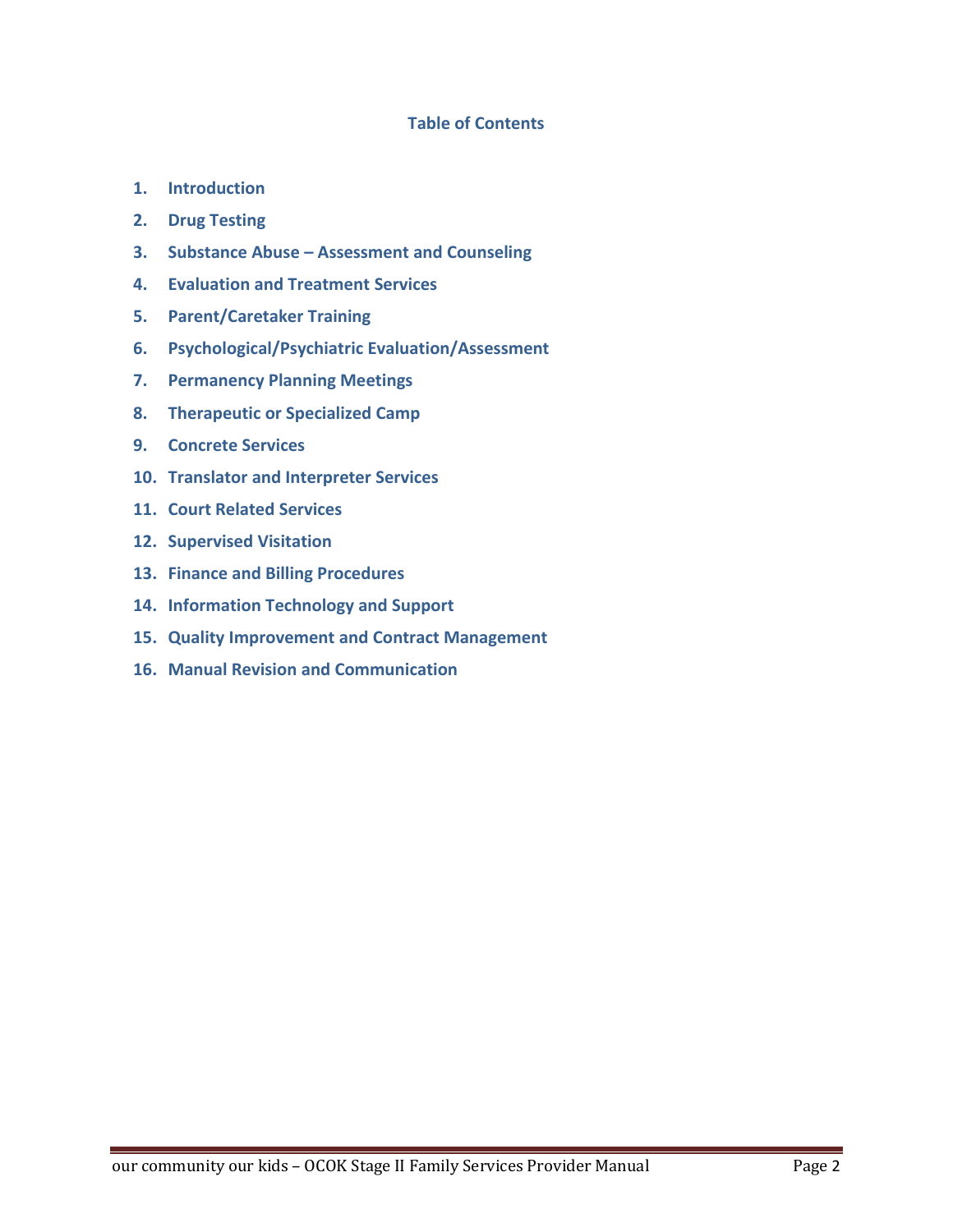## Table of Contents

1. **Introduction**
2. **Drug Testing**
3. **Substance Abuse – Assessment and Counseling**
4. **Evaluation and Treatment Services**
5. **Parent/Caretaker Training**
6. **Psychological/Psychiatric Evaluation/Assessment**
7. **Permanency Planning Meetings**
8. **Therapeutic or Specialized Camp**
9. **Concrete Services**
10. **Translator and Interpreter Services**
11. **Court Related Services**
12. **Supervised Visitation**
13. **Finance and Billing Procedures**
14. **Information Technology and Support**
15. **Quality Improvement and Contract Management**
16. **Manual Revision and Communication**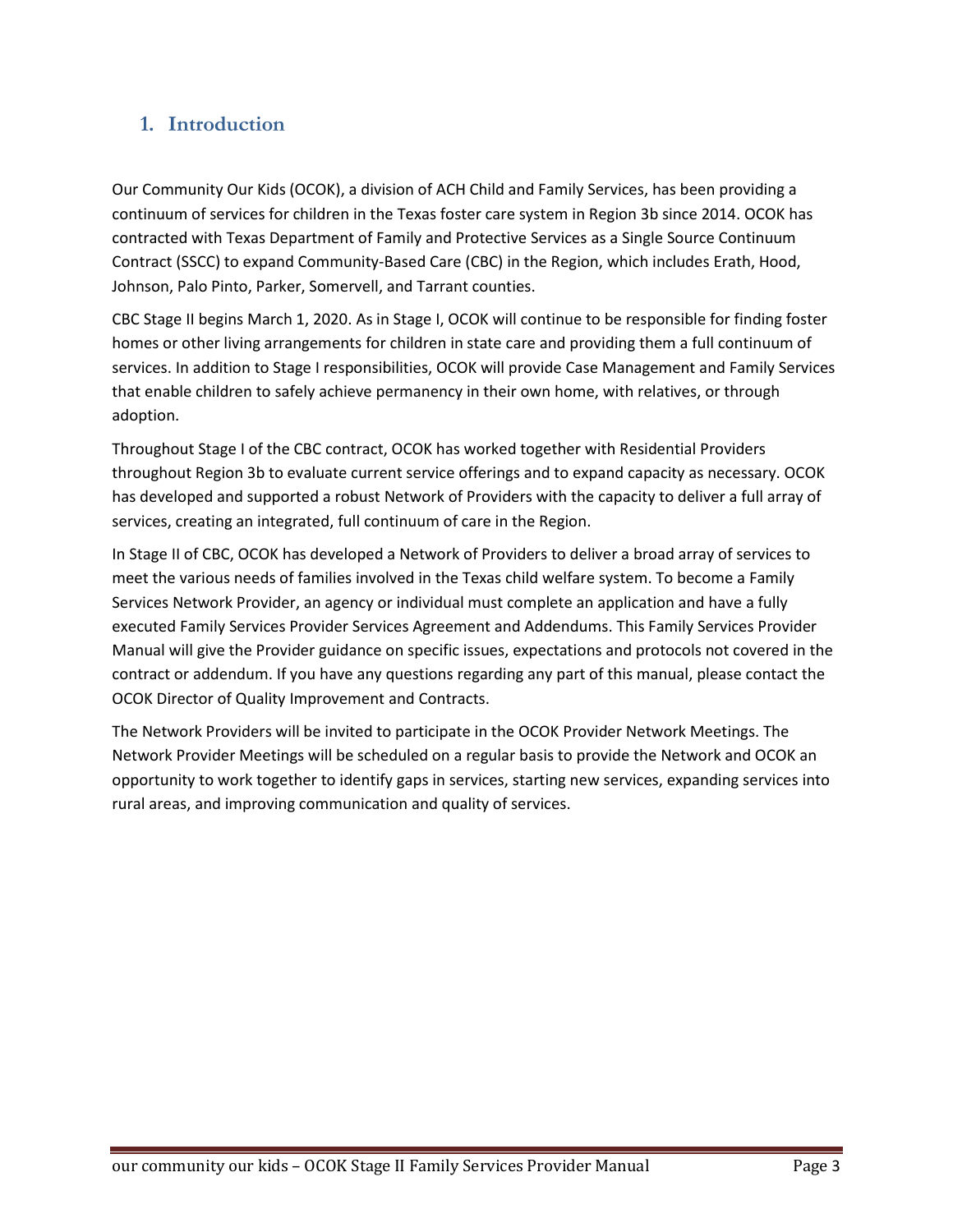# 1. Introduction

Our Community Our Kids (OCOK), a division of ACH Child and Family Services, has been providing a continuum of services for children in the Texas foster care system in Region 3b since 2014. OCOK has contracted with Texas Department of Family and Protective Services as a Single Source Continuum Contract (SSCC) to expand Community-Based Care (CBC) in the Region, which includes Erath, Hood, Johnson, Palo Pinto, Parker, Somervell, and Tarrant counties.

CBC Stage II begins March 1, 2020. As in Stage I, OCOK will continue to be responsible for finding foster homes or other living arrangements for children in state care and providing them a full continuum of services. In addition to Stage I responsibilities, OCOK will provide Case Management and Family Services that enable children to safely achieve permanency in their own home, with relatives, or through adoption.

Throughout Stage I of the CBC contract, OCOK has worked together with Residential Providers throughout Region 3b to evaluate current service offerings and to expand capacity as necessary. OCOK has developed and supported a robust Network of Providers with the capacity to deliver a full array of services, creating an integrated, full continuum of care in the Region.

In Stage II of CBC, OCOK has developed a Network of Providers to deliver a broad array of services to meet the various needs of families involved in the Texas child welfare system. To become a Family Services Network Provider, an agency or individual must complete an application and have a fully executed Family Services Provider Services Agreement and Addendums. This Family Services Provider Manual will give the Provider guidance on specific issues, expectations and protocols not covered in the contract or addendum. If you have any questions regarding any part of this manual, please contact the OCOK Director of Quality Improvement and Contracts.

The Network Providers will be invited to participate in the OCOK Provider Network Meetings. The Network Provider Meetings will be scheduled on a regular basis to provide the Network and OCOK an opportunity to work together to identify gaps in services, starting new services, expanding services into rural areas, and improving communication and quality of services.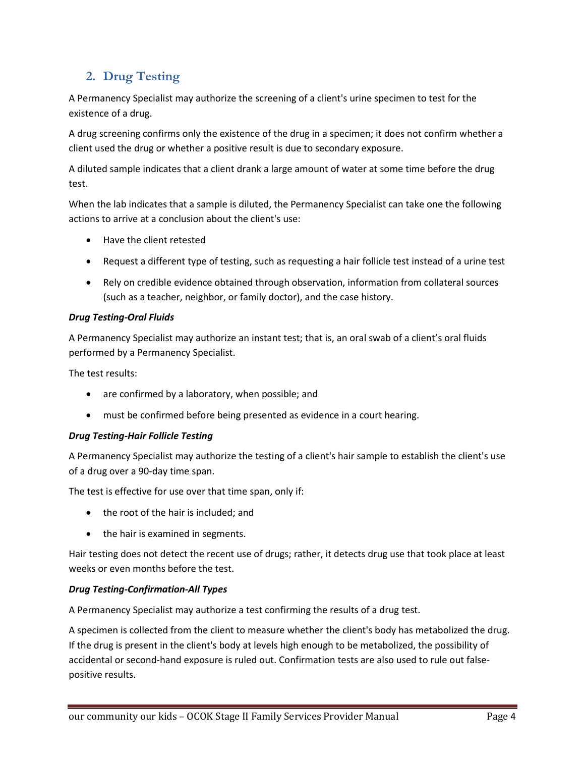## 2. Drug Testing

A Permanency Specialist may authorize the screening of a client's urine specimen to test for the existence of a drug.

A drug screening confirms only the existence of the drug in a specimen; it does not confirm whether a client used the drug or whether a positive result is due to secondary exposure.

A diluted sample indicates that a client drank a large amount of water at some time before the drug test.

When the lab indicates that a sample is diluted, the Permanency Specialist can take one the following actions to arrive at a conclusion about the client's use:

- Have the client retested
- Request a different type of testing, such as requesting a hair follicle test instead of a urine test
- Rely on credible evidence obtained through observation, information from collateral sources (such as a teacher, neighbor, or family doctor), and the case history.

***Drug Testing-Oral Fluids***

A Permanency Specialist may authorize an instant test; that is, an oral swab of a client's oral fluids performed by a Permanency Specialist.

The test results:

- are confirmed by a laboratory, when possible; and
- must be confirmed before being presented as evidence in a court hearing.

***Drug Testing-Hair Follicle Testing***

A Permanency Specialist may authorize the testing of a client's hair sample to establish the client's use of a drug over a 90-day time span.

The test is effective for use over that time span, only if:

- the root of the hair is included; and
- the hair is examined in segments.

Hair testing does not detect the recent use of drugs; rather, it detects drug use that took place at least weeks or even months before the test.

***Drug Testing-Confirmation-All Types***

A Permanency Specialist may authorize a test confirming the results of a drug test.

A specimen is collected from the client to measure whether the client's body has metabolized the drug. If the drug is present in the client's body at levels high enough to be metabolized, the possibility of accidental or second-hand exposure is ruled out. Confirmation tests are also used to rule out false-positive results.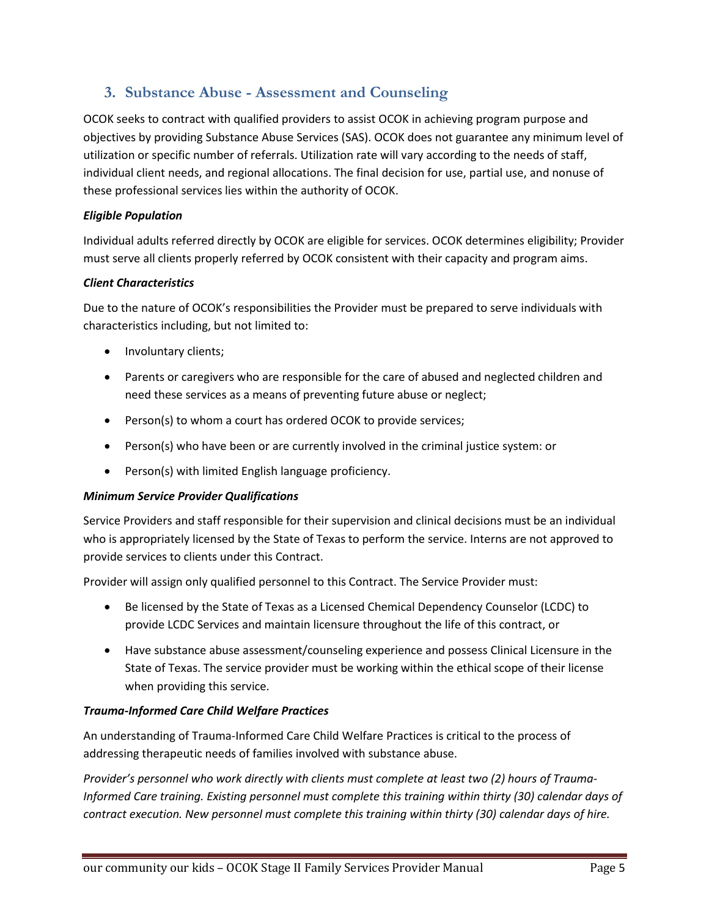## 3. Substance Abuse - Assessment and Counseling

OCOK seeks to contract with qualified providers to assist OCOK in achieving program purpose and objectives by providing Substance Abuse Services (SAS). OCOK does not guarantee any minimum level of utilization or specific number of referrals. Utilization rate will vary according to the needs of staff, individual client needs, and regional allocations. The final decision for use, partial use, and nonuse of these professional services lies within the authority of OCOK.

***Eligible Population***

Individual adults referred directly by OCOK are eligible for services. OCOK determines eligibility; Provider must serve all clients properly referred by OCOK consistent with their capacity and program aims.

***Client Characteristics***

Due to the nature of OCOK's responsibilities the Provider must be prepared to serve individuals with characteristics including, but not limited to:

- Involuntary clients;
- Parents or caregivers who are responsible for the care of abused and neglected children and need these services as a means of preventing future abuse or neglect;
- Person(s) to whom a court has ordered OCOK to provide services;
- Person(s) who have been or are currently involved in the criminal justice system: or
- Person(s) with limited English language proficiency.

***Minimum Service Provider Qualifications***

Service Providers and staff responsible for their supervision and clinical decisions must be an individual who is appropriately licensed by the State of Texas to perform the service. Interns are not approved to provide services to clients under this Contract.

Provider will assign only qualified personnel to this Contract. The Service Provider must:

- Be licensed by the State of Texas as a Licensed Chemical Dependency Counselor (LCDC) to provide LCDC Services and maintain licensure throughout the life of this contract, or
- Have substance abuse assessment/counseling experience and possess Clinical Licensure in the State of Texas. The service provider must be working within the ethical scope of their license when providing this service.

***Trauma-Informed Care Child Welfare Practices***

An understanding of Trauma-Informed Care Child Welfare Practices is critical to the process of addressing therapeutic needs of families involved with substance abuse.

*Provider's personnel who work directly with clients must complete at least two (2) hours of Trauma-Informed Care training. Existing personnel must complete this training within thirty (30) calendar days of contract execution. New personnel must complete this training within thirty (30) calendar days of hire.*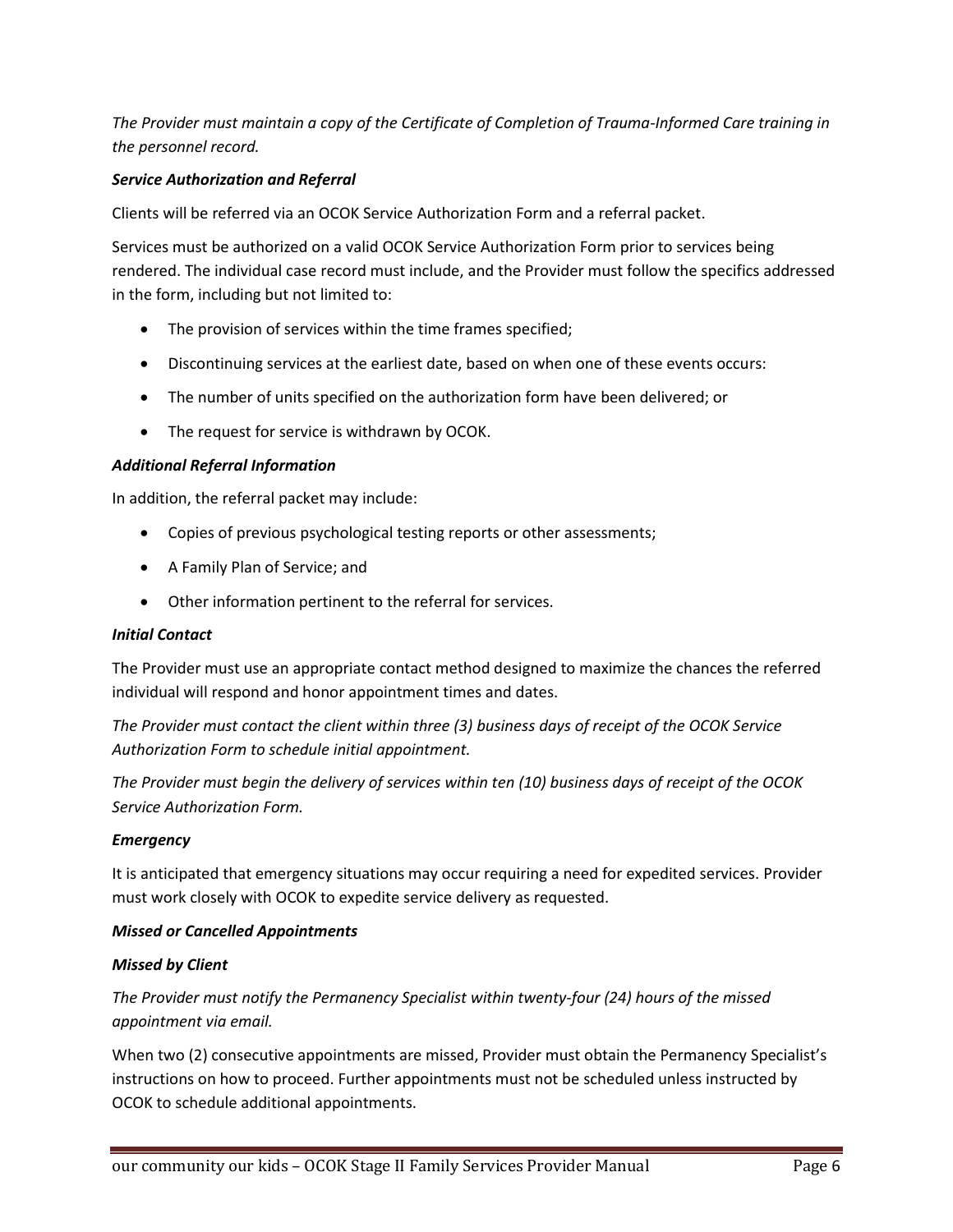*The Provider must maintain a copy of the Certificate of Completion of Trauma-Informed Care training in the personnel record.*

***Service Authorization and Referral***

Clients will be referred via an OCOK Service Authorization Form and a referral packet.

Services must be authorized on a valid OCOK Service Authorization Form prior to services being rendered. The individual case record must include, and the Provider must follow the specifics addressed in the form, including but not limited to:

- The provision of services within the time frames specified;
- Discontinuing services at the earliest date, based on when one of these events occurs:
- The number of units specified on the authorization form have been delivered; or
- The request for service is withdrawn by OCOK.

***Additional Referral Information***

In addition, the referral packet may include:

- Copies of previous psychological testing reports or other assessments;
- A Family Plan of Service; and
- Other information pertinent to the referral for services.

***Initial Contact***

The Provider must use an appropriate contact method designed to maximize the chances the referred individual will respond and honor appointment times and dates.

*The Provider must contact the client within three (3) business days of receipt of the OCOK Service Authorization Form to schedule initial appointment.*

*The Provider must begin the delivery of services within ten (10) business days of receipt of the OCOK Service Authorization Form.*

***Emergency***

It is anticipated that emergency situations may occur requiring a need for expedited services. Provider must work closely with OCOK to expedite service delivery as requested.

***Missed or Cancelled Appointments***

***Missed by Client***

*The Provider must notify the Permanency Specialist within twenty-four (24) hours of the missed appointment via email.*

When two (2) consecutive appointments are missed, Provider must obtain the Permanency Specialist's instructions on how to proceed. Further appointments must not be scheduled unless instructed by OCOK to schedule additional appointments.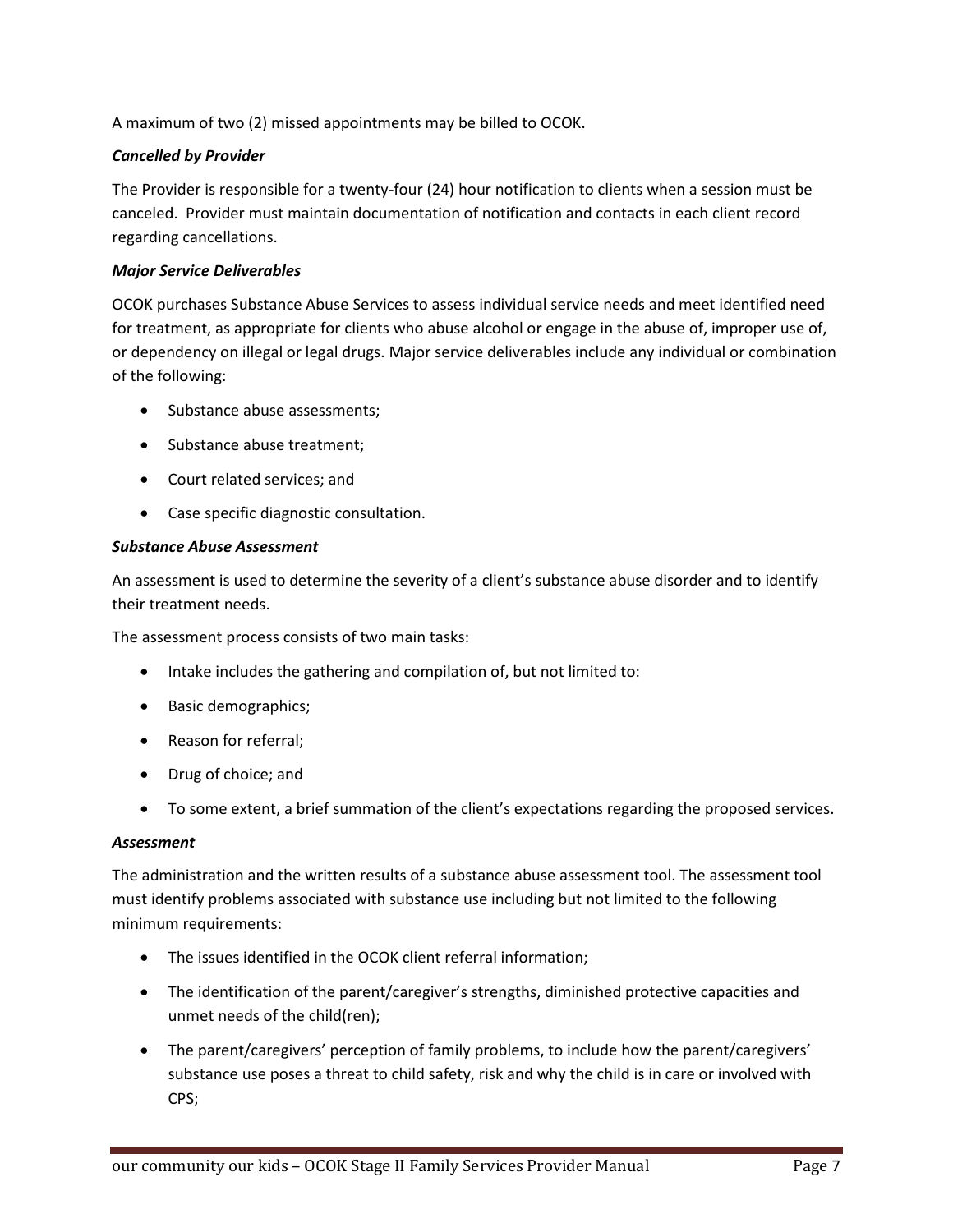A maximum of two (2) missed appointments may be billed to OCOK.

***Cancelled by Provider***

The Provider is responsible for a twenty-four (24) hour notification to clients when a session must be canceled. Provider must maintain documentation of notification and contacts in each client record regarding cancellations.

***Major Service Deliverables***

OCOK purchases Substance Abuse Services to assess individual service needs and meet identified need for treatment, as appropriate for clients who abuse alcohol or engage in the abuse of, improper use of, or dependency on illegal or legal drugs. Major service deliverables include any individual or combination of the following:

- Substance abuse assessments;
- Substance abuse treatment;
- Court related services; and
- Case specific diagnostic consultation.

***Substance Abuse Assessment***

An assessment is used to determine the severity of a client's substance abuse disorder and to identify their treatment needs.

The assessment process consists of two main tasks:

- Intake includes the gathering and compilation of, but not limited to:
- Basic demographics;
- Reason for referral;
- Drug of choice; and
- To some extent, a brief summation of the client's expectations regarding the proposed services.

***Assessment***

The administration and the written results of a substance abuse assessment tool. The assessment tool must identify problems associated with substance use including but not limited to the following minimum requirements:

- The issues identified in the OCOK client referral information;
- The identification of the parent/caregiver's strengths, diminished protective capacities and unmet needs of the child(ren);
- The parent/caregivers' perception of family problems, to include how the parent/caregivers' substance use poses a threat to child safety, risk and why the child is in care or involved with CPS;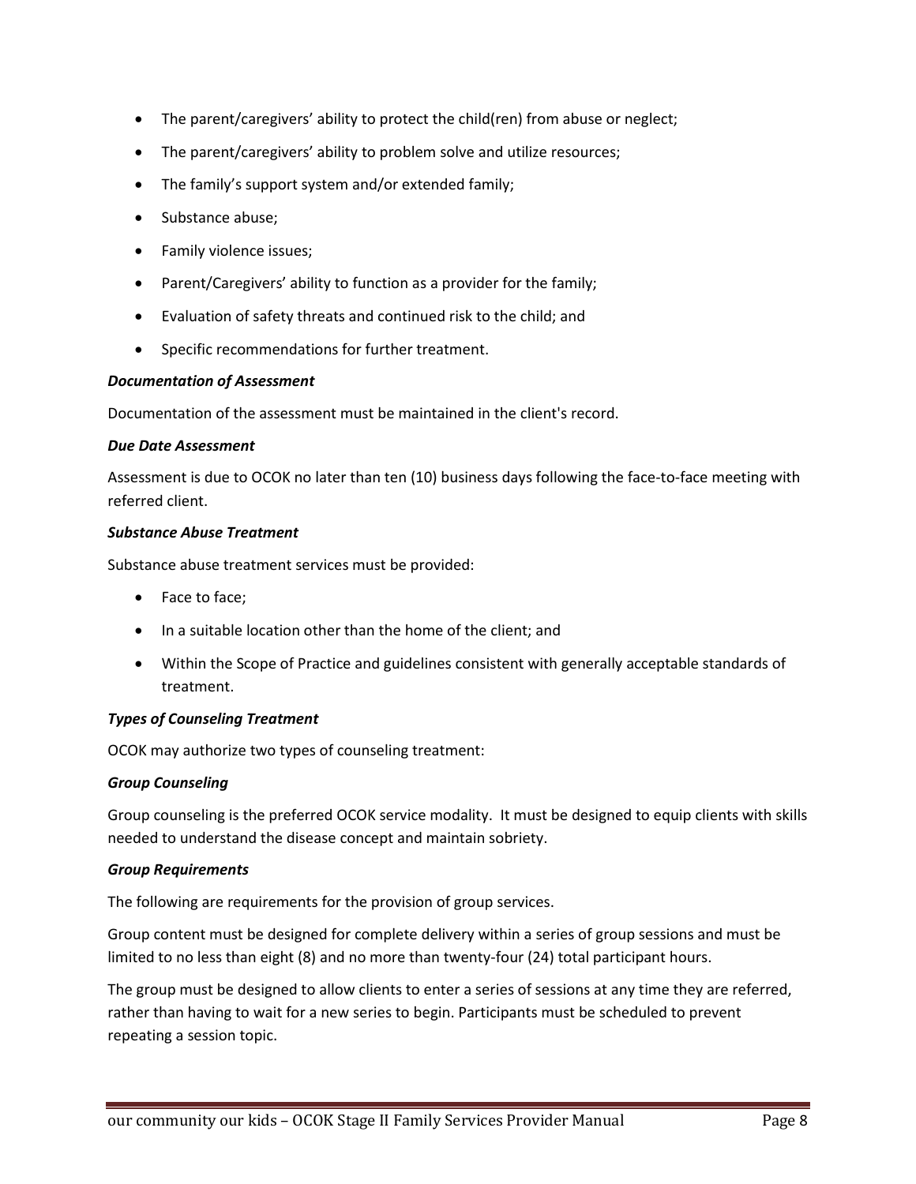- The parent/caregivers' ability to protect the child(ren) from abuse or neglect;
- The parent/caregivers' ability to problem solve and utilize resources;
- The family's support system and/or extended family;
- Substance abuse;
- Family violence issues;
- Parent/Caregivers' ability to function as a provider for the family;
- Evaluation of safety threats and continued risk to the child; and
- Specific recommendations for further treatment.

***Documentation of Assessment***

Documentation of the assessment must be maintained in the client's record.

***Due Date Assessment***

Assessment is due to OCOK no later than ten (10) business days following the face-to-face meeting with referred client.

***Substance Abuse Treatment***

Substance abuse treatment services must be provided:

- Face to face;
- In a suitable location other than the home of the client; and
- Within the Scope of Practice and guidelines consistent with generally acceptable standards of treatment.

***Types of Counseling Treatment***

OCOK may authorize two types of counseling treatment:

***Group Counseling***

Group counseling is the preferred OCOK service modality. It must be designed to equip clients with skills needed to understand the disease concept and maintain sobriety.

***Group Requirements***

The following are requirements for the provision of group services.

Group content must be designed for complete delivery within a series of group sessions and must be limited to no less than eight (8) and no more than twenty-four (24) total participant hours.

The group must be designed to allow clients to enter a series of sessions at any time they are referred, rather than having to wait for a new series to begin. Participants must be scheduled to prevent repeating a session topic.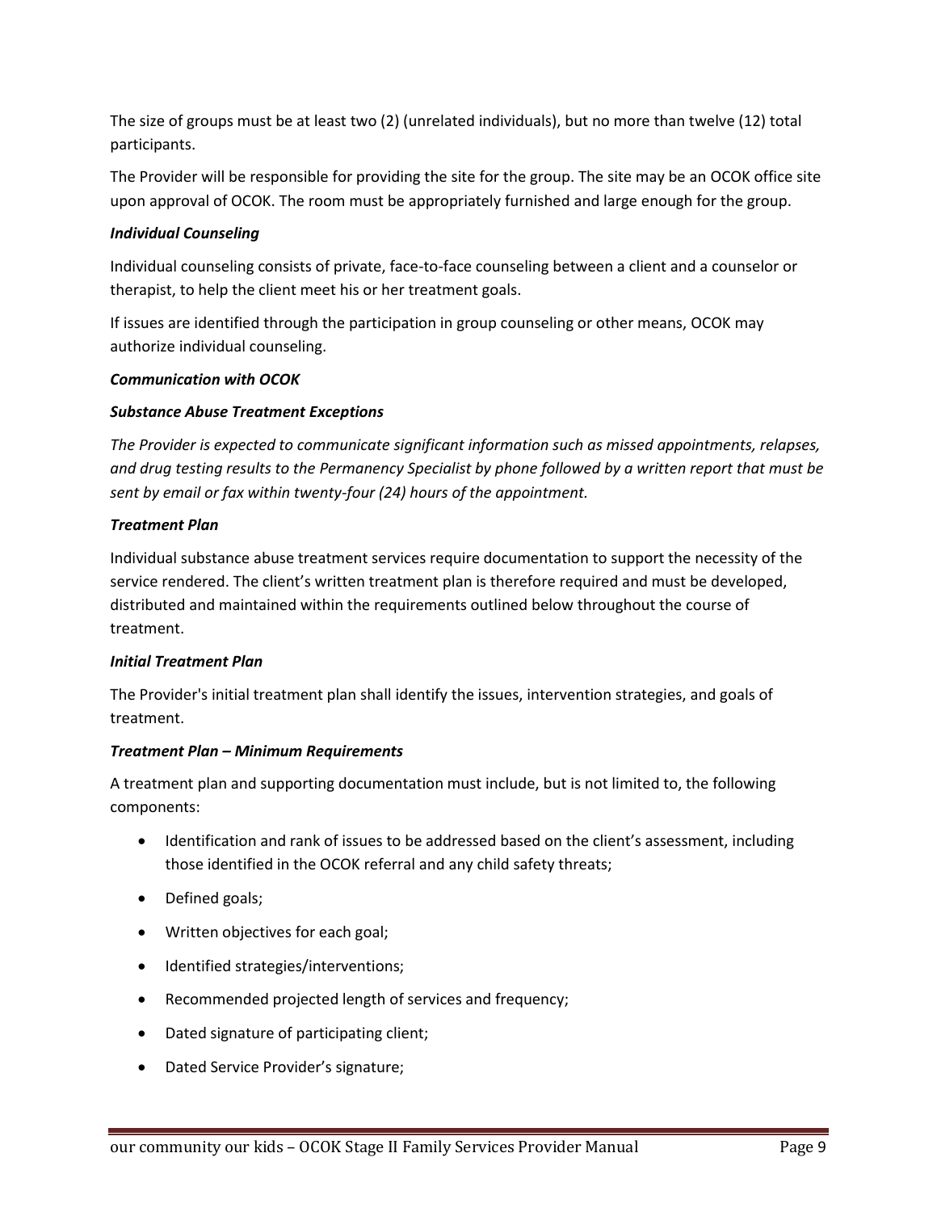The size of groups must be at least two (2) (unrelated individuals), but no more than twelve (12) total participants.

The Provider will be responsible for providing the site for the group. The site may be an OCOK office site upon approval of OCOK. The room must be appropriately furnished and large enough for the group.

***Individual Counseling***

Individual counseling consists of private, face-to-face counseling between a client and a counselor or therapist, to help the client meet his or her treatment goals.

If issues are identified through the participation in group counseling or other means, OCOK may authorize individual counseling.

***Communication with OCOK***

***Substance Abuse Treatment Exceptions***

*The Provider is expected to communicate significant information such as missed appointments, relapses, and drug testing results to the Permanency Specialist by phone followed by a written report that must be sent by email or fax within twenty-four (24) hours of the appointment.*

***Treatment Plan***

Individual substance abuse treatment services require documentation to support the necessity of the service rendered. The client's written treatment plan is therefore required and must be developed, distributed and maintained within the requirements outlined below throughout the course of treatment.

***Initial Treatment Plan***

The Provider's initial treatment plan shall identify the issues, intervention strategies, and goals of treatment.

***Treatment Plan – Minimum Requirements***

A treatment plan and supporting documentation must include, but is not limited to, the following components:

- Identification and rank of issues to be addressed based on the client's assessment, including those identified in the OCOK referral and any child safety threats;
- Defined goals;
- Written objectives for each goal;
- Identified strategies/interventions;
- Recommended projected length of services and frequency;
- Dated signature of participating client;
- Dated Service Provider's signature;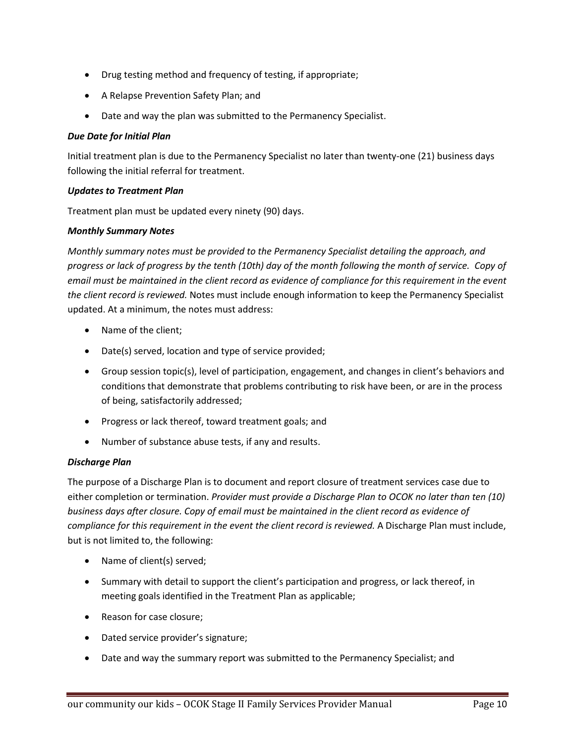- Drug testing method and frequency of testing, if appropriate;
- A Relapse Prevention Safety Plan; and
- Date and way the plan was submitted to the Permanency Specialist.

***Due Date for Initial Plan***

Initial treatment plan is due to the Permanency Specialist no later than twenty-one (21) business days following the initial referral for treatment.

***Updates to Treatment Plan***

Treatment plan must be updated every ninety (90) days.

***Monthly Summary Notes***

*Monthly summary notes must be provided to the Permanency Specialist detailing the approach, and progress or lack of progress by the tenth (10th) day of the month following the month of service. Copy of email must be maintained in the client record as evidence of compliance for this requirement in the event the client record is reviewed.* Notes must include enough information to keep the Permanency Specialist updated. At a minimum, the notes must address:

- Name of the client;
- Date(s) served, location and type of service provided;
- Group session topic(s), level of participation, engagement, and changes in client's behaviors and conditions that demonstrate that problems contributing to risk have been, or are in the process of being, satisfactorily addressed;
- Progress or lack thereof, toward treatment goals; and
- Number of substance abuse tests, if any and results.

***Discharge Plan***

The purpose of a Discharge Plan is to document and report closure of treatment services case due to either completion or termination. *Provider must provide a Discharge Plan to OCOK no later than ten (10) business days after closure. Copy of email must be maintained in the client record as evidence of compliance for this requirement in the event the client record is reviewed.* A Discharge Plan must include, but is not limited to, the following:

- Name of client(s) served;
- Summary with detail to support the client's participation and progress, or lack thereof, in meeting goals identified in the Treatment Plan as applicable;
- Reason for case closure;
- Dated service provider's signature;
- Date and way the summary report was submitted to the Permanency Specialist; and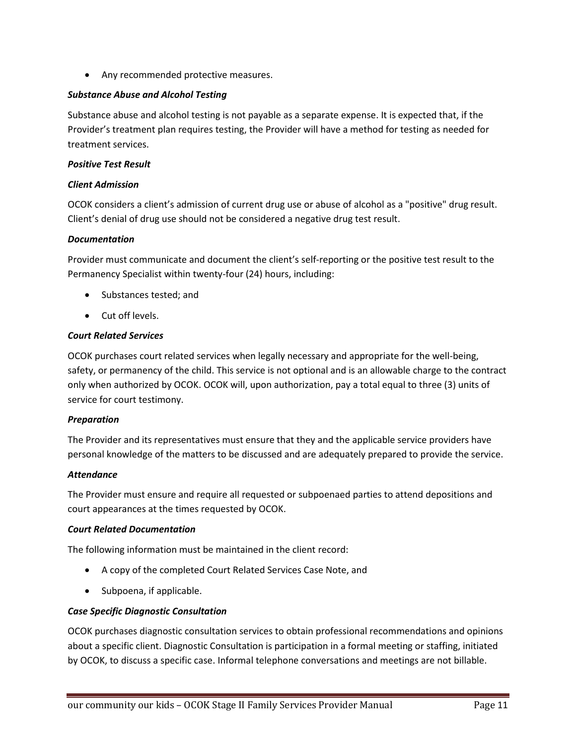- Any recommended protective measures.

***Substance Abuse and Alcohol Testing***

Substance abuse and alcohol testing is not payable as a separate expense. It is expected that, if the Provider's treatment plan requires testing, the Provider will have a method for testing as needed for treatment services.

***Positive Test Result***

***Client Admission***

OCOK considers a client's admission of current drug use or abuse of alcohol as a "positive" drug result. Client's denial of drug use should not be considered a negative drug test result.

***Documentation***

Provider must communicate and document the client's self-reporting or the positive test result to the Permanency Specialist within twenty-four (24) hours, including:

- Substances tested; and
- Cut off levels.

***Court Related Services***

OCOK purchases court related services when legally necessary and appropriate for the well-being, safety, or permanency of the child. This service is not optional and is an allowable charge to the contract only when authorized by OCOK. OCOK will, upon authorization, pay a total equal to three (3) units of service for court testimony.

***Preparation***

The Provider and its representatives must ensure that they and the applicable service providers have personal knowledge of the matters to be discussed and are adequately prepared to provide the service.

***Attendance***

The Provider must ensure and require all requested or subpoenaed parties to attend depositions and court appearances at the times requested by OCOK.

***Court Related Documentation***

The following information must be maintained in the client record:

- A copy of the completed Court Related Services Case Note, and
- Subpoena, if applicable.

***Case Specific Diagnostic Consultation***

OCOK purchases diagnostic consultation services to obtain professional recommendations and opinions about a specific client. Diagnostic Consultation is participation in a formal meeting or staffing, initiated by OCOK, to discuss a specific case. Informal telephone conversations and meetings are not billable.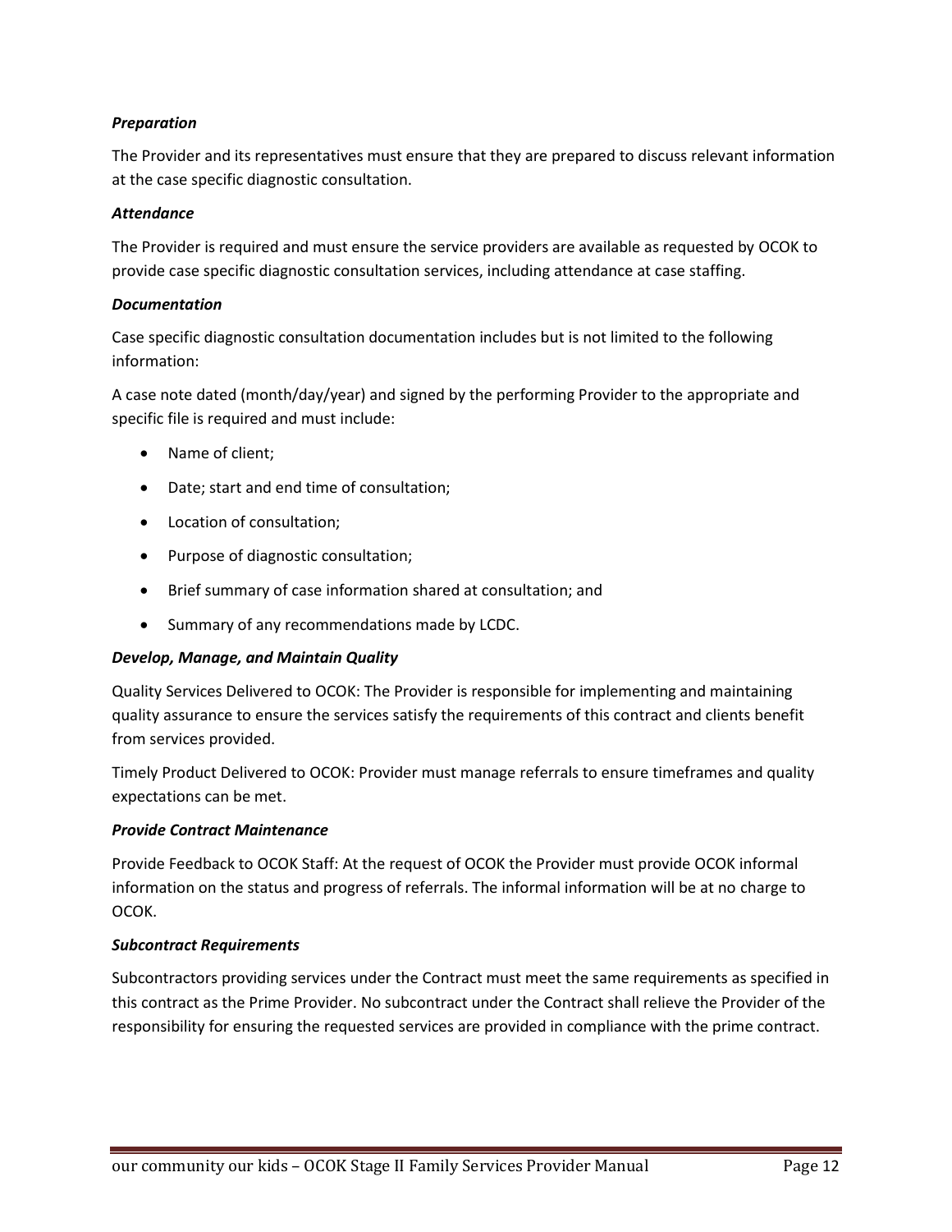***Preparation***

The Provider and its representatives must ensure that they are prepared to discuss relevant information at the case specific diagnostic consultation.

***Attendance***

The Provider is required and must ensure the service providers are available as requested by OCOK to provide case specific diagnostic consultation services, including attendance at case staffing.

***Documentation***

Case specific diagnostic consultation documentation includes but is not limited to the following information:

A case note dated (month/day/year) and signed by the performing Provider to the appropriate and specific file is required and must include:

- Name of client;
- Date; start and end time of consultation;
- Location of consultation;
- Purpose of diagnostic consultation;
- Brief summary of case information shared at consultation; and
- Summary of any recommendations made by LCDC.

***Develop, Manage, and Maintain Quality***

Quality Services Delivered to OCOK: The Provider is responsible for implementing and maintaining quality assurance to ensure the services satisfy the requirements of this contract and clients benefit from services provided.

Timely Product Delivered to OCOK: Provider must manage referrals to ensure timeframes and quality expectations can be met.

***Provide Contract Maintenance***

Provide Feedback to OCOK Staff: At the request of OCOK the Provider must provide OCOK informal information on the status and progress of referrals. The informal information will be at no charge to OCOK.

***Subcontract Requirements***

Subcontractors providing services under the Contract must meet the same requirements as specified in this contract as the Prime Provider. No subcontract under the Contract shall relieve the Provider of the responsibility for ensuring the requested services are provided in compliance with the prime contract.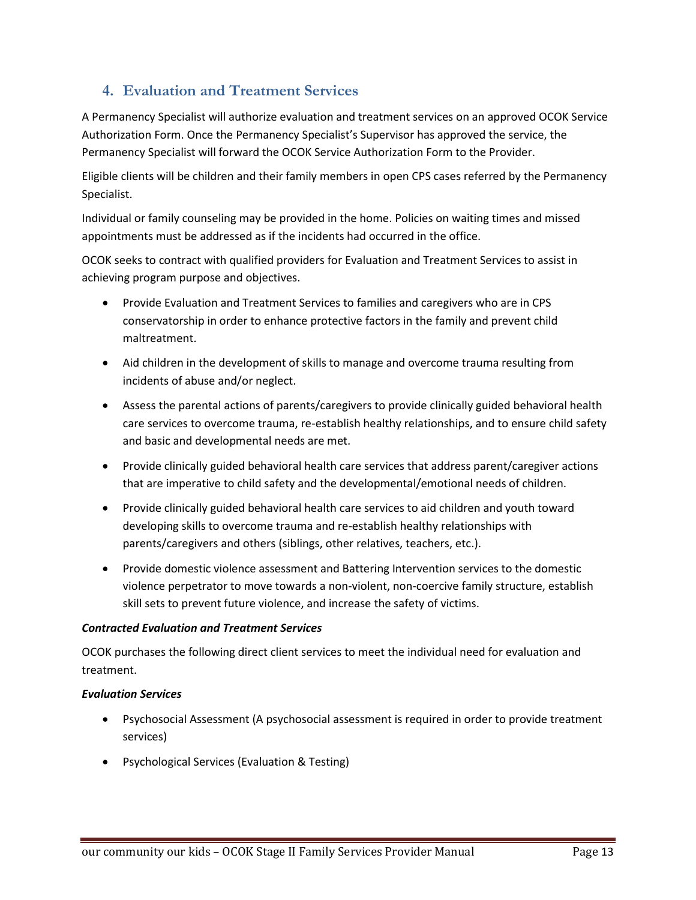## 4. Evaluation and Treatment Services

A Permanency Specialist will authorize evaluation and treatment services on an approved OCOK Service Authorization Form. Once the Permanency Specialist's Supervisor has approved the service, the Permanency Specialist will forward the OCOK Service Authorization Form to the Provider.

Eligible clients will be children and their family members in open CPS cases referred by the Permanency Specialist.

Individual or family counseling may be provided in the home. Policies on waiting times and missed appointments must be addressed as if the incidents had occurred in the office.

OCOK seeks to contract with qualified providers for Evaluation and Treatment Services to assist in achieving program purpose and objectives.

- Provide Evaluation and Treatment Services to families and caregivers who are in CPS conservatorship in order to enhance protective factors in the family and prevent child maltreatment.
- Aid children in the development of skills to manage and overcome trauma resulting from incidents of abuse and/or neglect.
- Assess the parental actions of parents/caregivers to provide clinically guided behavioral health care services to overcome trauma, re-establish healthy relationships, and to ensure child safety and basic and developmental needs are met.
- Provide clinically guided behavioral health care services that address parent/caregiver actions that are imperative to child safety and the developmental/emotional needs of children.
- Provide clinically guided behavioral health care services to aid children and youth toward developing skills to overcome trauma and re-establish healthy relationships with parents/caregivers and others (siblings, other relatives, teachers, etc.).
- Provide domestic violence assessment and Battering Intervention services to the domestic violence perpetrator to move towards a non-violent, non-coercive family structure, establish skill sets to prevent future violence, and increase the safety of victims.

***Contracted Evaluation and Treatment Services***

OCOK purchases the following direct client services to meet the individual need for evaluation and treatment.

***Evaluation Services***

- Psychosocial Assessment (A psychosocial assessment is required in order to provide treatment services)
- Psychological Services (Evaluation & Testing)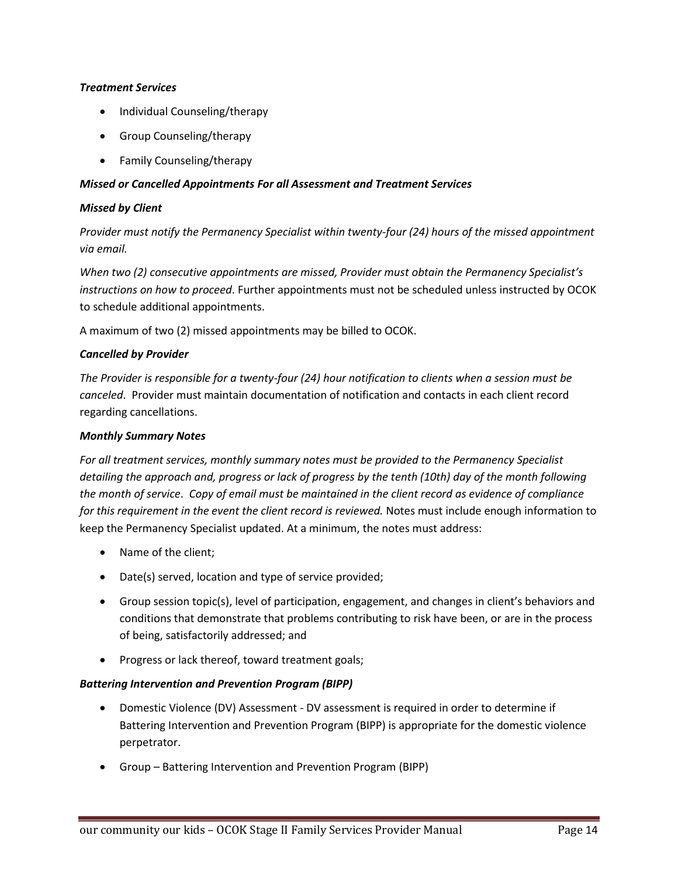***Treatment Services***

- Individual Counseling/therapy
- Group Counseling/therapy
- Family Counseling/therapy

***Missed or Cancelled Appointments For all Assessment and Treatment Services***

***Missed by Client***

*Provider must notify the Permanency Specialist within twenty-four (24) hours of the missed appointment via email.*

*When two (2) consecutive appointments are missed, Provider must obtain the Permanency Specialist's instructions on how to proceed*. Further appointments must not be scheduled unless instructed by OCOK to schedule additional appointments.

A maximum of two (2) missed appointments may be billed to OCOK.

***Cancelled by Provider***

*The Provider is responsible for a twenty-four (24) hour notification to clients when a session must be canceled*. Provider must maintain documentation of notification and contacts in each client record regarding cancellations.

***Monthly Summary Notes***

*For all treatment services, monthly summary notes must be provided to the Permanency Specialist detailing the approach and, progress or lack of progress by the tenth (10th) day of the month following the month of service*. *Copy of email must be maintained in the client record as evidence of compliance for this requirement in the event the client record is reviewed.* Notes must include enough information to keep the Permanency Specialist updated. At a minimum, the notes must address:

- Name of the client;
- Date(s) served, location and type of service provided;
- Group session topic(s), level of participation, engagement, and changes in client's behaviors and conditions that demonstrate that problems contributing to risk have been, or are in the process of being, satisfactorily addressed; and
- Progress or lack thereof, toward treatment goals;

***Battering Intervention and Prevention Program (BIPP)***

- Domestic Violence (DV) Assessment - DV assessment is required in order to determine if Battering Intervention and Prevention Program (BIPP) is appropriate for the domestic violence perpetrator.
- Group – Battering Intervention and Prevention Program (BIPP)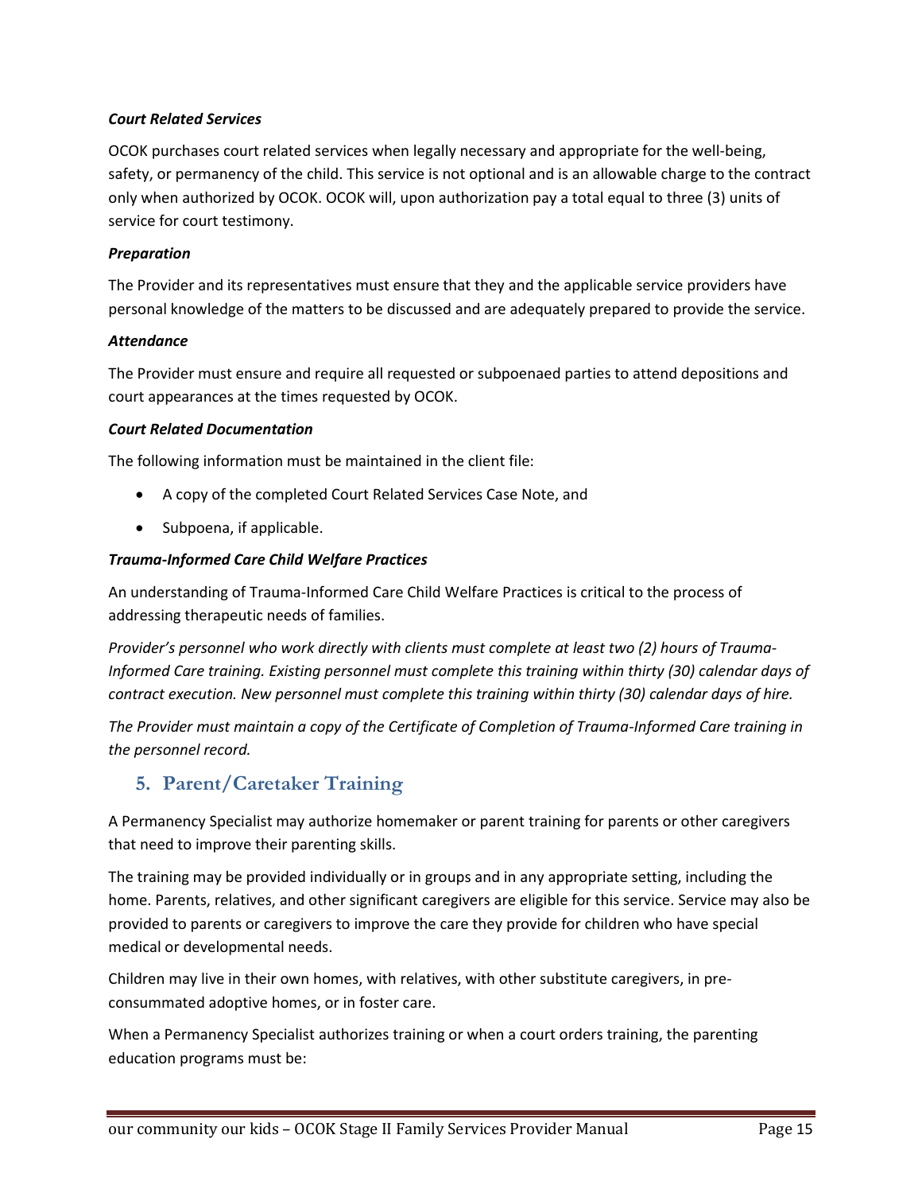***Court Related Services***

OCOK purchases court related services when legally necessary and appropriate for the well-being, safety, or permanency of the child. This service is not optional and is an allowable charge to the contract only when authorized by OCOK. OCOK will, upon authorization pay a total equal to three (3) units of service for court testimony.

***Preparation***

The Provider and its representatives must ensure that they and the applicable service providers have personal knowledge of the matters to be discussed and are adequately prepared to provide the service.

***Attendance***

The Provider must ensure and require all requested or subpoenaed parties to attend depositions and court appearances at the times requested by OCOK.

***Court Related Documentation***

The following information must be maintained in the client file:

- A copy of the completed Court Related Services Case Note, and
- Subpoena, if applicable.

***Trauma-Informed Care Child Welfare Practices***

An understanding of Trauma-Informed Care Child Welfare Practices is critical to the process of addressing therapeutic needs of families.

*Provider's personnel who work directly with clients must complete at least two (2) hours of Trauma-Informed Care training. Existing personnel must complete this training within thirty (30) calendar days of contract execution. New personnel must complete this training within thirty (30) calendar days of hire.*

*The Provider must maintain a copy of the Certificate of Completion of Trauma-Informed Care training in the personnel record.*

## 5. Parent/Caretaker Training

A Permanency Specialist may authorize homemaker or parent training for parents or other caregivers that need to improve their parenting skills.

The training may be provided individually or in groups and in any appropriate setting, including the home. Parents, relatives, and other significant caregivers are eligible for this service. Service may also be provided to parents or caregivers to improve the care they provide for children who have special medical or developmental needs.

Children may live in their own homes, with relatives, with other substitute caregivers, in pre-consummated adoptive homes, or in foster care.

When a Permanency Specialist authorizes training or when a court orders training, the parenting education programs must be: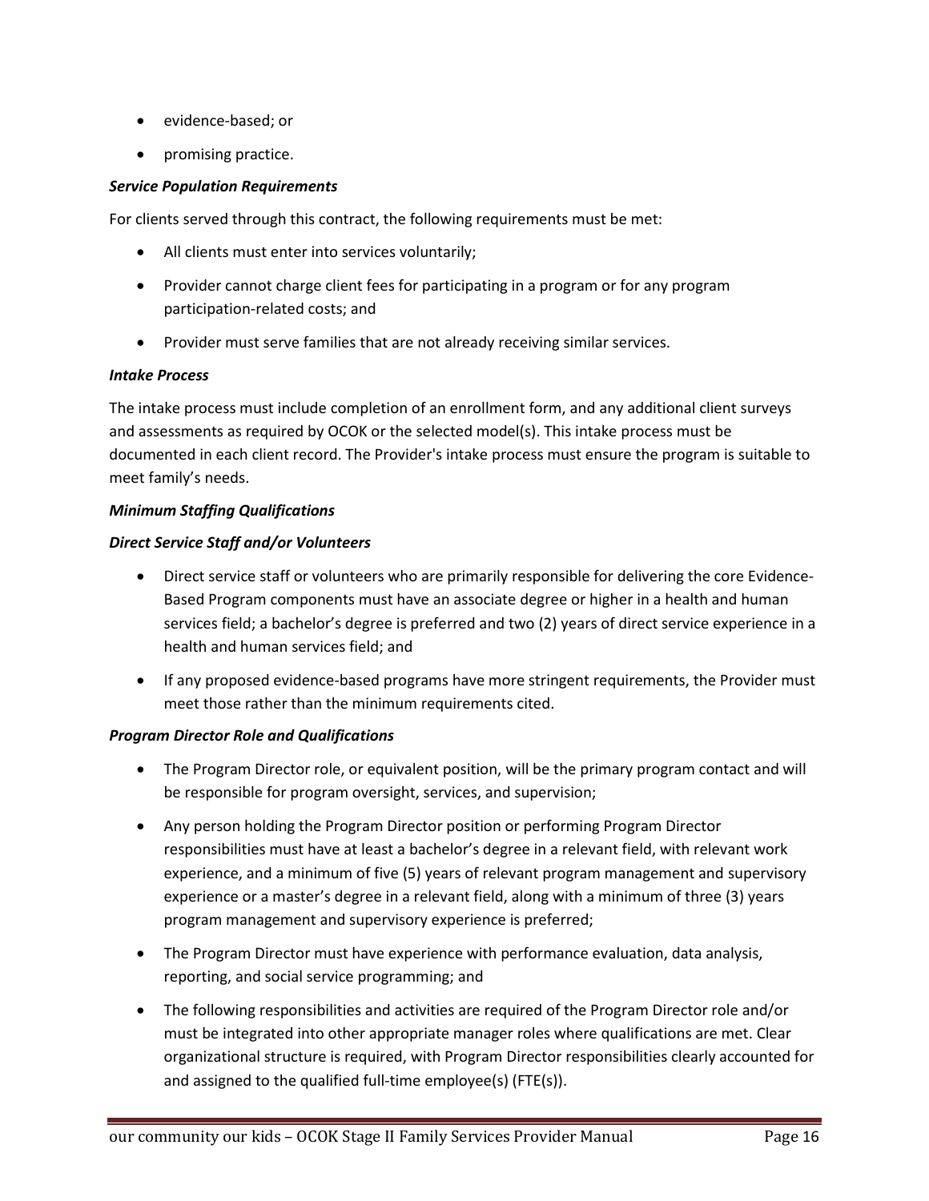- evidence-based; or
- promising practice.

***Service Population Requirements***

For clients served through this contract, the following requirements must be met:

- All clients must enter into services voluntarily;
- Provider cannot charge client fees for participating in a program or for any program participation-related costs; and
- Provider must serve families that are not already receiving similar services.

***Intake Process***

The intake process must include completion of an enrollment form, and any additional client surveys and assessments as required by OCOK or the selected model(s). This intake process must be documented in each client record. The Provider's intake process must ensure the program is suitable to meet family's needs.

***Minimum Staffing Qualifications***

***Direct Service Staff and/or Volunteers***

- Direct service staff or volunteers who are primarily responsible for delivering the core Evidence-Based Program components must have an associate degree or higher in a health and human services field; a bachelor's degree is preferred and two (2) years of direct service experience in a health and human services field; and
- If any proposed evidence-based programs have more stringent requirements, the Provider must meet those rather than the minimum requirements cited.

***Program Director Role and Qualifications***

- The Program Director role, or equivalent position, will be the primary program contact and will be responsible for program oversight, services, and supervision;
- Any person holding the Program Director position or performing Program Director responsibilities must have at least a bachelor's degree in a relevant field, with relevant work experience, and a minimum of five (5) years of relevant program management and supervisory experience or a master's degree in a relevant field, along with a minimum of three (3) years program management and supervisory experience is preferred;
- The Program Director must have experience with performance evaluation, data analysis, reporting, and social service programming; and
- The following responsibilities and activities are required of the Program Director role and/or must be integrated into other appropriate manager roles where qualifications are met. Clear organizational structure is required, with Program Director responsibilities clearly accounted for and assigned to the qualified full-time employee(s) (FTE(s)).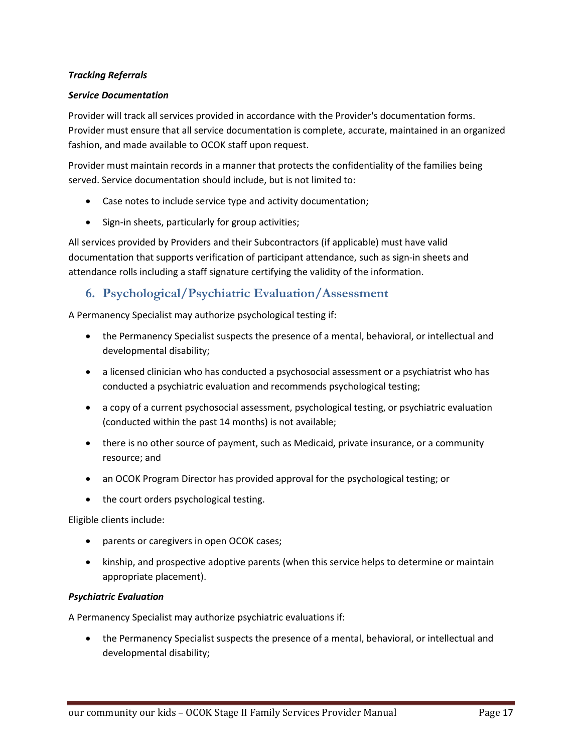***Tracking Referrals***

***Service Documentation***

Provider will track all services provided in accordance with the Provider's documentation forms. Provider must ensure that all service documentation is complete, accurate, maintained in an organized fashion, and made available to OCOK staff upon request.

Provider must maintain records in a manner that protects the confidentiality of the families being served. Service documentation should include, but is not limited to:

- Case notes to include service type and activity documentation;
- Sign-in sheets, particularly for group activities;

All services provided by Providers and their Subcontractors (if applicable) must have valid documentation that supports verification of participant attendance, such as sign-in sheets and attendance rolls including a staff signature certifying the validity of the information.

## 6. Psychological/Psychiatric Evaluation/Assessment

A Permanency Specialist may authorize psychological testing if:

- the Permanency Specialist suspects the presence of a mental, behavioral, or intellectual and developmental disability;
- a licensed clinician who has conducted a psychosocial assessment or a psychiatrist who has conducted a psychiatric evaluation and recommends psychological testing;
- a copy of a current psychosocial assessment, psychological testing, or psychiatric evaluation (conducted within the past 14 months) is not available;
- there is no other source of payment, such as Medicaid, private insurance, or a community resource; and
- an OCOK Program Director has provided approval for the psychological testing; or
- the court orders psychological testing.

Eligible clients include:

- parents or caregivers in open OCOK cases;
- kinship, and prospective adoptive parents (when this service helps to determine or maintain appropriate placement).

***Psychiatric Evaluation***

A Permanency Specialist may authorize psychiatric evaluations if:

- the Permanency Specialist suspects the presence of a mental, behavioral, or intellectual and developmental disability;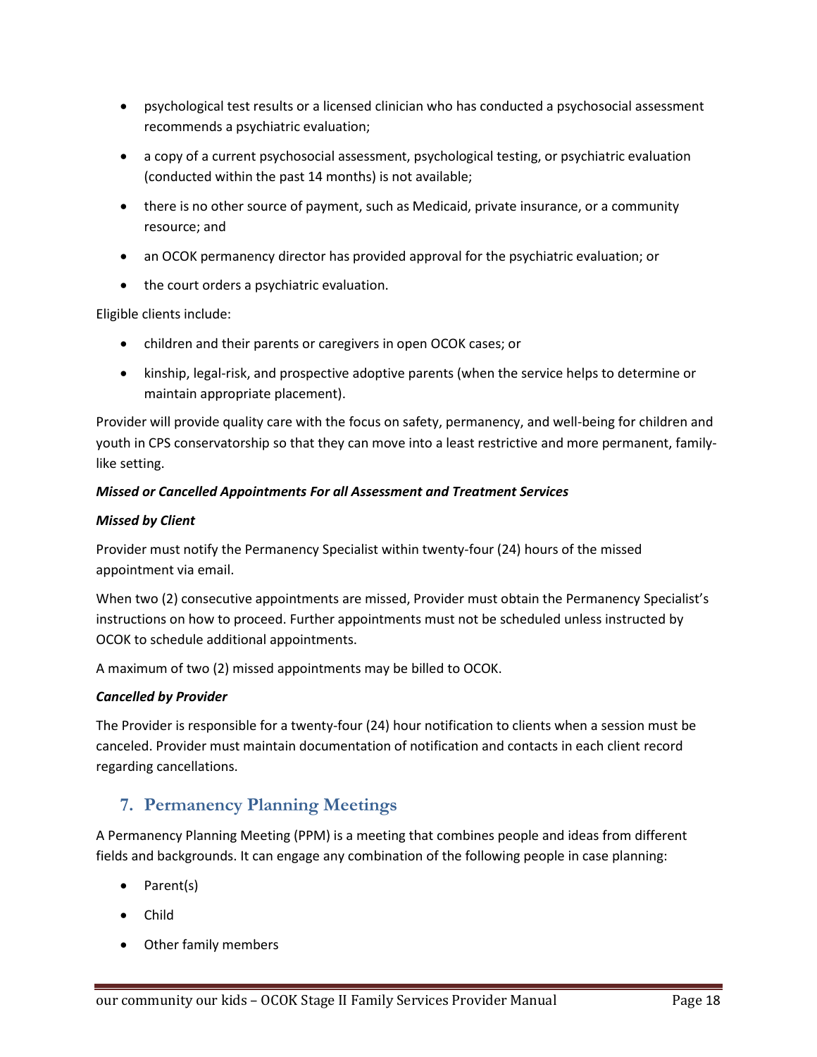- psychological test results or a licensed clinician who has conducted a psychosocial assessment recommends a psychiatric evaluation;
- a copy of a current psychosocial assessment, psychological testing, or psychiatric evaluation (conducted within the past 14 months) is not available;
- there is no other source of payment, such as Medicaid, private insurance, or a community resource; and
- an OCOK permanency director has provided approval for the psychiatric evaluation; or
- the court orders a psychiatric evaluation.

Eligible clients include:

- children and their parents or caregivers in open OCOK cases; or
- kinship, legal-risk, and prospective adoptive parents (when the service helps to determine or maintain appropriate placement).

Provider will provide quality care with the focus on safety, permanency, and well-being for children and youth in CPS conservatorship so that they can move into a least restrictive and more permanent, family-like setting.

***Missed or Cancelled Appointments For all Assessment and Treatment Services***

***Missed by Client***

Provider must notify the Permanency Specialist within twenty-four (24) hours of the missed appointment via email.

When two (2) consecutive appointments are missed, Provider must obtain the Permanency Specialist's instructions on how to proceed. Further appointments must not be scheduled unless instructed by OCOK to schedule additional appointments.

A maximum of two (2) missed appointments may be billed to OCOK.

***Cancelled by Provider***

The Provider is responsible for a twenty-four (24) hour notification to clients when a session must be canceled. Provider must maintain documentation of notification and contacts in each client record regarding cancellations.

## 7. Permanency Planning Meetings

A Permanency Planning Meeting (PPM) is a meeting that combines people and ideas from different fields and backgrounds. It can engage any combination of the following people in case planning:

- Parent(s)
- Child
- Other family members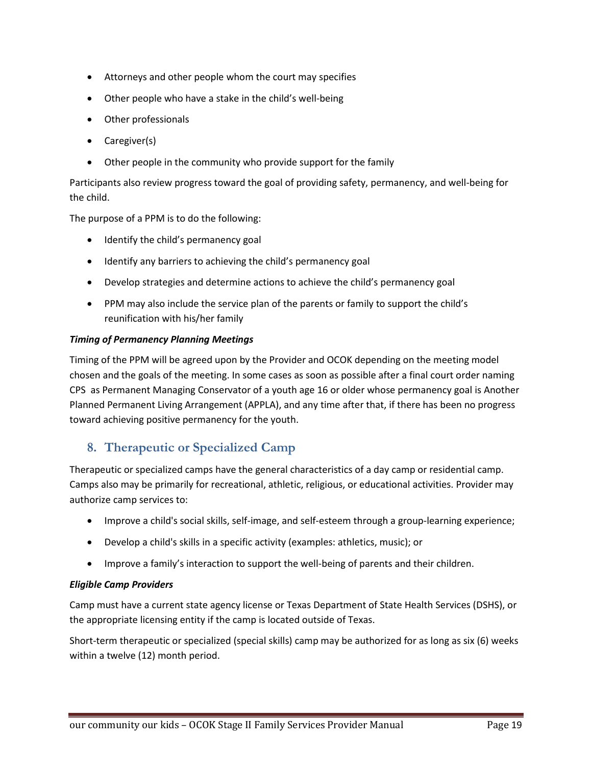- Attorneys and other people whom the court may specifies
- Other people who have a stake in the child's well-being
- Other professionals
- Caregiver(s)
- Other people in the community who provide support for the family

Participants also review progress toward the goal of providing safety, permanency, and well-being for the child.

The purpose of a PPM is to do the following:

- Identify the child's permanency goal
- Identify any barriers to achieving the child's permanency goal
- Develop strategies and determine actions to achieve the child's permanency goal
- PPM may also include the service plan of the parents or family to support the child's reunification with his/her family

***Timing of Permanency Planning Meetings***

Timing of the PPM will be agreed upon by the Provider and OCOK depending on the meeting model chosen and the goals of the meeting. In some cases as soon as possible after a final court order naming CPS as Permanent Managing Conservator of a youth age 16 or older whose permanency goal is Another Planned Permanent Living Arrangement (APPLA), and any time after that, if there has been no progress toward achieving positive permanency for the youth.

## 8. Therapeutic or Specialized Camp

Therapeutic or specialized camps have the general characteristics of a day camp or residential camp. Camps also may be primarily for recreational, athletic, religious, or educational activities. Provider may authorize camp services to:

- Improve a child's social skills, self-image, and self-esteem through a group-learning experience;
- Develop a child's skills in a specific activity (examples: athletics, music); or
- Improve a family's interaction to support the well-being of parents and their children.

***Eligible Camp Providers***

Camp must have a current state agency license or Texas Department of State Health Services (DSHS), or the appropriate licensing entity if the camp is located outside of Texas.

Short-term therapeutic or specialized (special skills) camp may be authorized for as long as six (6) weeks within a twelve (12) month period.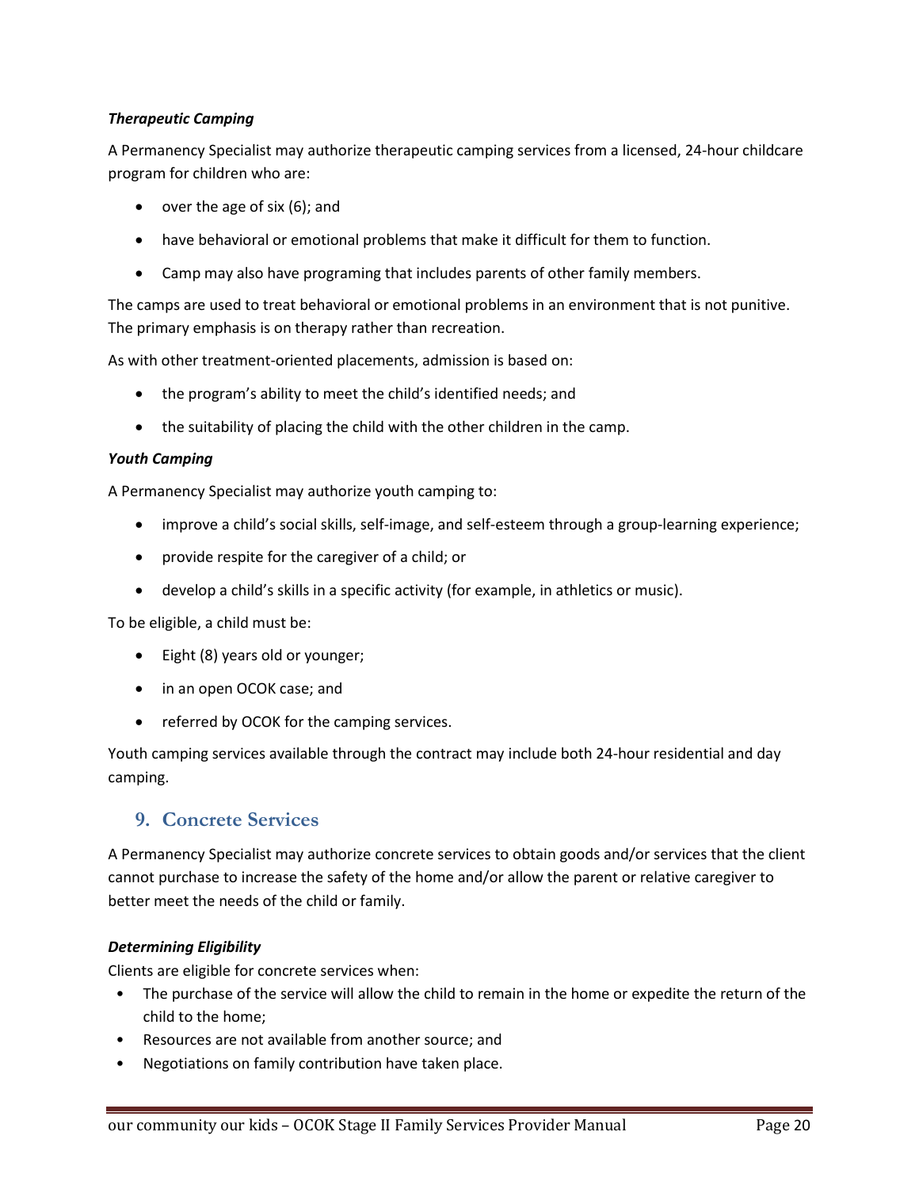***Therapeutic Camping***

A Permanency Specialist may authorize therapeutic camping services from a licensed, 24-hour childcare program for children who are:

- over the age of six (6); and
- have behavioral or emotional problems that make it difficult for them to function.
- Camp may also have programing that includes parents of other family members.

The camps are used to treat behavioral or emotional problems in an environment that is not punitive. The primary emphasis is on therapy rather than recreation.

As with other treatment-oriented placements, admission is based on:

- the program's ability to meet the child's identified needs; and
- the suitability of placing the child with the other children in the camp.

***Youth Camping***

A Permanency Specialist may authorize youth camping to:

- improve a child's social skills, self-image, and self-esteem through a group-learning experience;
- provide respite for the caregiver of a child; or
- develop a child's skills in a specific activity (for example, in athletics or music).

To be eligible, a child must be:

- Eight (8) years old or younger;
- in an open OCOK case; and
- referred by OCOK for the camping services.

Youth camping services available through the contract may include both 24-hour residential and day camping.

## 9. Concrete Services

A Permanency Specialist may authorize concrete services to obtain goods and/or services that the client cannot purchase to increase the safety of the home and/or allow the parent or relative caregiver to better meet the needs of the child or family.

***Determining Eligibility***

Clients are eligible for concrete services when:

- The purchase of the service will allow the child to remain in the home or expedite the return of the child to the home;
- Resources are not available from another source; and
- Negotiations on family contribution have taken place.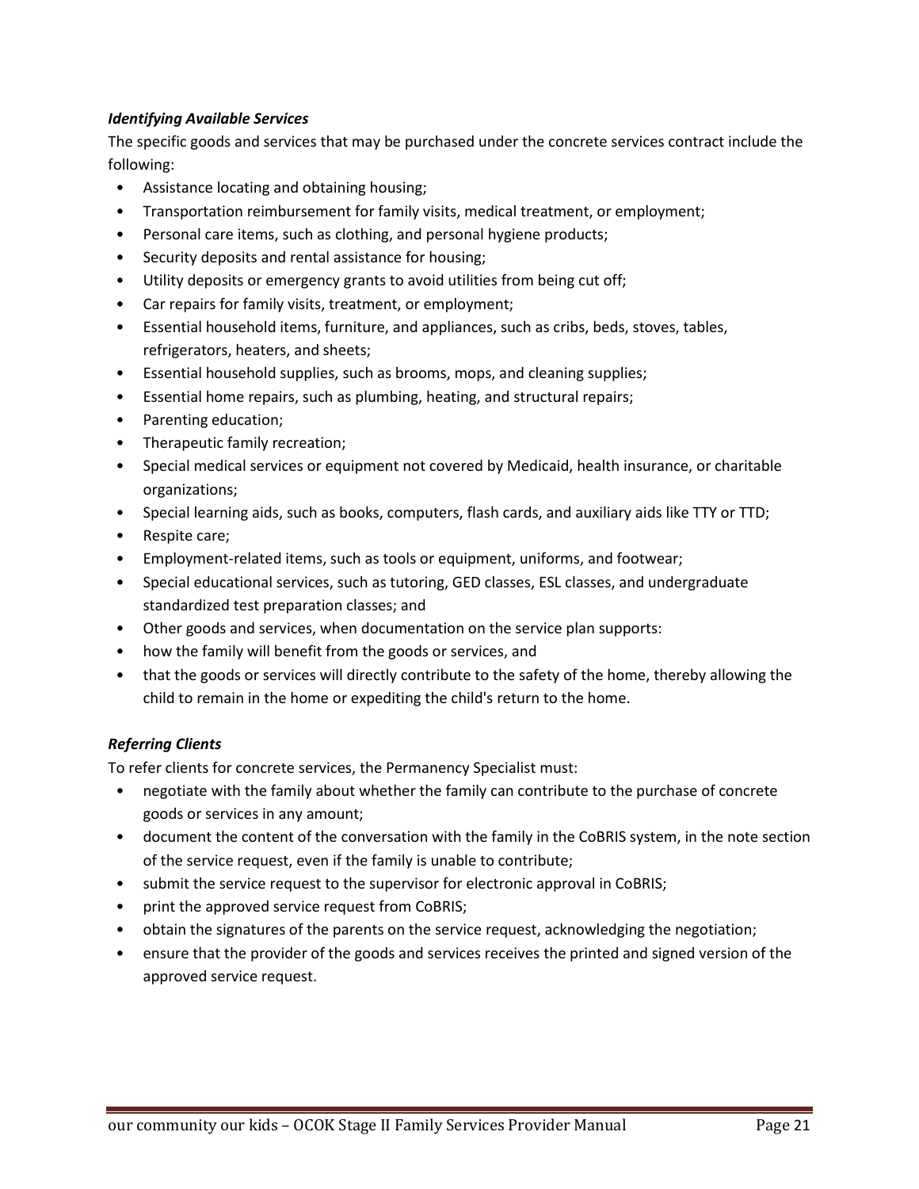*Identifying Available Services*

The specific goods and services that may be purchased under the concrete services contract include the following:

- Assistance locating and obtaining housing;
- Transportation reimbursement for family visits, medical treatment, or employment;
- Personal care items, such as clothing, and personal hygiene products;
- Security deposits and rental assistance for housing;
- Utility deposits or emergency grants to avoid utilities from being cut off;
- Car repairs for family visits, treatment, or employment;
- Essential household items, furniture, and appliances, such as cribs, beds, stoves, tables, refrigerators, heaters, and sheets;
- Essential household supplies, such as brooms, mops, and cleaning supplies;
- Essential home repairs, such as plumbing, heating, and structural repairs;
- Parenting education;
- Therapeutic family recreation;
- Special medical services or equipment not covered by Medicaid, health insurance, or charitable organizations;
- Special learning aids, such as books, computers, flash cards, and auxiliary aids like TTY or TTD;
- Respite care;
- Employment-related items, such as tools or equipment, uniforms, and footwear;
- Special educational services, such as tutoring, GED classes, ESL classes, and undergraduate standardized test preparation classes; and
- Other goods and services, when documentation on the service plan supports:
- how the family will benefit from the goods or services, and
- that the goods or services will directly contribute to the safety of the home, thereby allowing the child to remain in the home or expediting the child's return to the home.

*Referring Clients*

To refer clients for concrete services, the Permanency Specialist must:

- negotiate with the family about whether the family can contribute to the purchase of concrete goods or services in any amount;
- document the content of the conversation with the family in the CoBRIS system, in the note section of the service request, even if the family is unable to contribute;
- submit the service request to the supervisor for electronic approval in CoBRIS;
- print the approved service request from CoBRIS;
- obtain the signatures of the parents on the service request, acknowledging the negotiation;
- ensure that the provider of the goods and services receives the printed and signed version of the approved service request.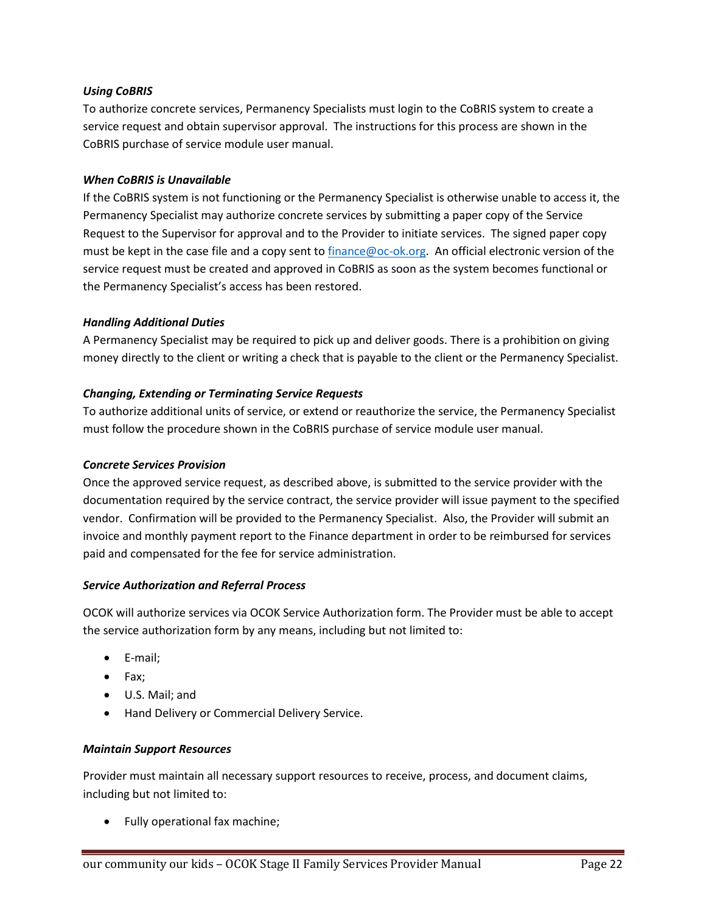***Using CoBRIS***

To authorize concrete services, Permanency Specialists must login to the CoBRIS system to create a service request and obtain supervisor approval. The instructions for this process are shown in the CoBRIS purchase of service module user manual.

***When CoBRIS is Unavailable***

If the CoBRIS system is not functioning or the Permanency Specialist is otherwise unable to access it, the Permanency Specialist may authorize concrete services by submitting a paper copy of the Service Request to the Supervisor for approval and to the Provider to initiate services. The signed paper copy must be kept in the case file and a copy sent to finance@oc-ok.org. An official electronic version of the service request must be created and approved in CoBRIS as soon as the system becomes functional or the Permanency Specialist's access has been restored.

***Handling Additional Duties***

A Permanency Specialist may be required to pick up and deliver goods. There is a prohibition on giving money directly to the client or writing a check that is payable to the client or the Permanency Specialist.

***Changing, Extending or Terminating Service Requests***

To authorize additional units of service, or extend or reauthorize the service, the Permanency Specialist must follow the procedure shown in the CoBRIS purchase of service module user manual.

***Concrete Services Provision***

Once the approved service request, as described above, is submitted to the service provider with the documentation required by the service contract, the service provider will issue payment to the specified vendor. Confirmation will be provided to the Permanency Specialist. Also, the Provider will submit an invoice and monthly payment report to the Finance department in order to be reimbursed for services paid and compensated for the fee for service administration.

***Service Authorization and Referral Process***

OCOK will authorize services via OCOK Service Authorization form. The Provider must be able to accept the service authorization form by any means, including but not limited to:

- E-mail;
- Fax;
- U.S. Mail; and
- Hand Delivery or Commercial Delivery Service.

***Maintain Support Resources***

Provider must maintain all necessary support resources to receive, process, and document claims, including but not limited to:

- Fully operational fax machine;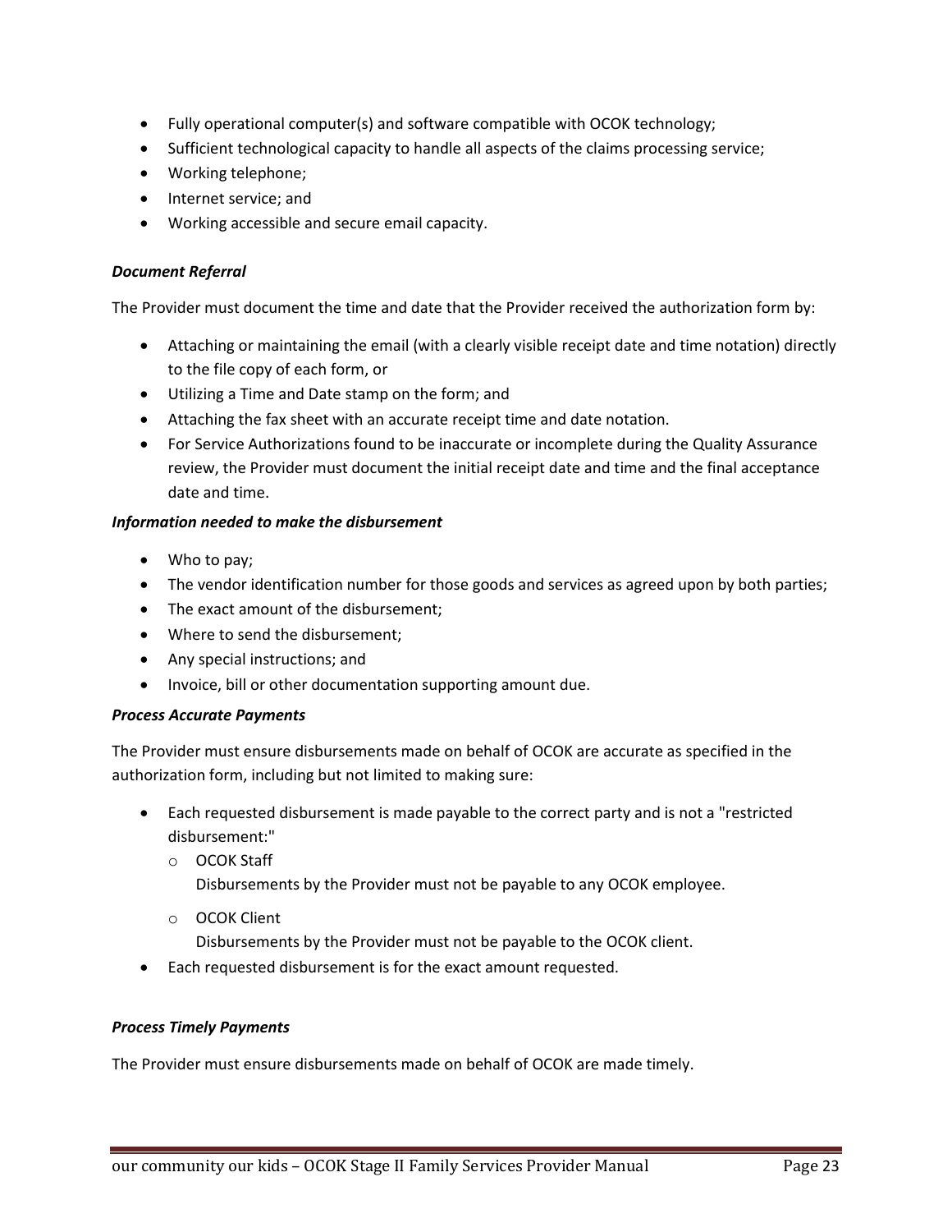- Fully operational computer(s) and software compatible with OCOK technology;
- Sufficient technological capacity to handle all aspects of the claims processing service;
- Working telephone;
- Internet service; and
- Working accessible and secure email capacity.

***Document Referral***

The Provider must document the time and date that the Provider received the authorization form by:

- Attaching or maintaining the email (with a clearly visible receipt date and time notation) directly to the file copy of each form, or
- Utilizing a Time and Date stamp on the form; and
- Attaching the fax sheet with an accurate receipt time and date notation.
- For Service Authorizations found to be inaccurate or incomplete during the Quality Assurance review, the Provider must document the initial receipt date and time and the final acceptance date and time.

***Information needed to make the disbursement***

- Who to pay;
- The vendor identification number for those goods and services as agreed upon by both parties;
- The exact amount of the disbursement;
- Where to send the disbursement;
- Any special instructions; and
- Invoice, bill or other documentation supporting amount due.

***Process Accurate Payments***

The Provider must ensure disbursements made on behalf of OCOK are accurate as specified in the authorization form, including but not limited to making sure:

- Each requested disbursement is made payable to the correct party and is not a "restricted disbursement:"
  - OCOK Staff
    Disbursements by the Provider must not be payable to any OCOK employee.
  - OCOK Client
    Disbursements by the Provider must not be payable to the OCOK client.
- Each requested disbursement is for the exact amount requested.

***Process Timely Payments***

The Provider must ensure disbursements made on behalf of OCOK are made timely.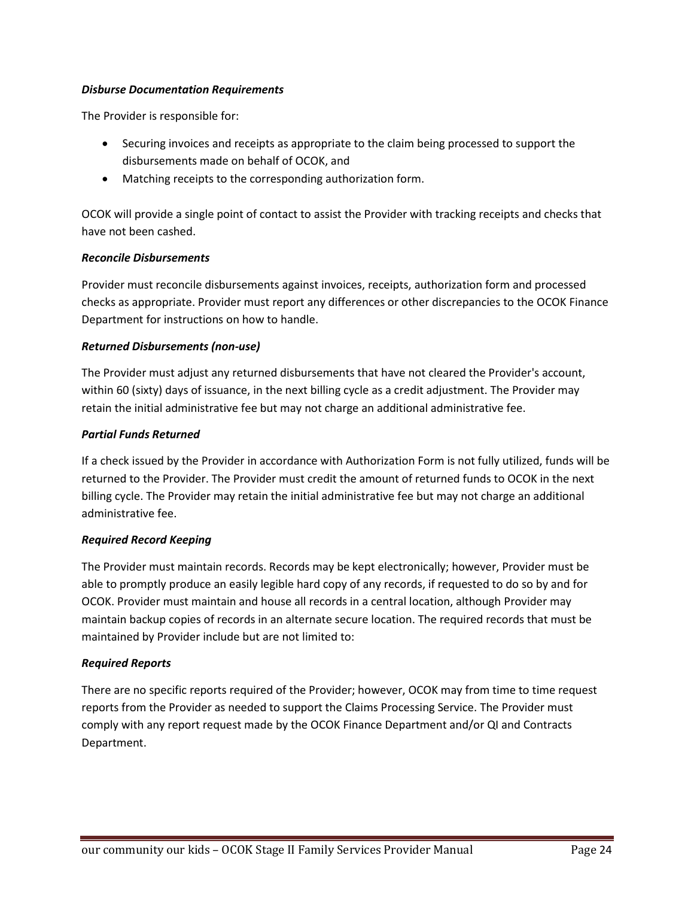***Disburse Documentation Requirements***

The Provider is responsible for:

- Securing invoices and receipts as appropriate to the claim being processed to support the disbursements made on behalf of OCOK, and
- Matching receipts to the corresponding authorization form.

OCOK will provide a single point of contact to assist the Provider with tracking receipts and checks that have not been cashed.

***Reconcile Disbursements***

Provider must reconcile disbursements against invoices, receipts, authorization form and processed checks as appropriate. Provider must report any differences or other discrepancies to the OCOK Finance Department for instructions on how to handle.

***Returned Disbursements (non-use)***

The Provider must adjust any returned disbursements that have not cleared the Provider's account, within 60 (sixty) days of issuance, in the next billing cycle as a credit adjustment. The Provider may retain the initial administrative fee but may not charge an additional administrative fee.

***Partial Funds Returned***

If a check issued by the Provider in accordance with Authorization Form is not fully utilized, funds will be returned to the Provider. The Provider must credit the amount of returned funds to OCOK in the next billing cycle. The Provider may retain the initial administrative fee but may not charge an additional administrative fee.

***Required Record Keeping***

The Provider must maintain records. Records may be kept electronically; however, Provider must be able to promptly produce an easily legible hard copy of any records, if requested to do so by and for OCOK. Provider must maintain and house all records in a central location, although Provider may maintain backup copies of records in an alternate secure location. The required records that must be maintained by Provider include but are not limited to:

***Required Reports***

There are no specific reports required of the Provider; however, OCOK may from time to time request reports from the Provider as needed to support the Claims Processing Service. The Provider must comply with any report request made by the OCOK Finance Department and/or QI and Contracts Department.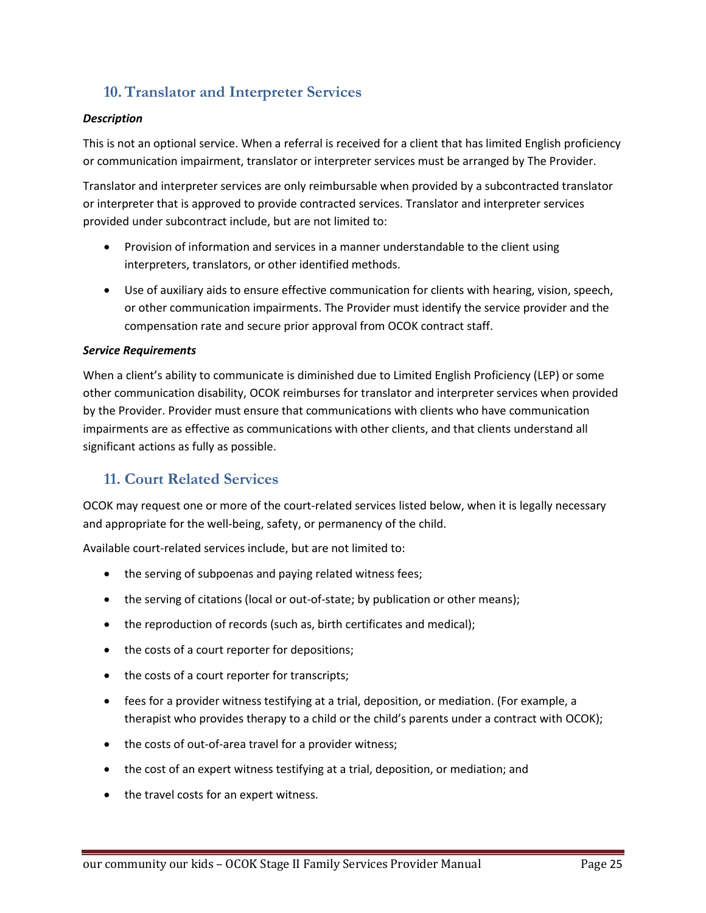## 10. Translator and Interpreter Services

***Description***

This is not an optional service. When a referral is received for a client that has limited English proficiency or communication impairment, translator or interpreter services must be arranged by The Provider.

Translator and interpreter services are only reimbursable when provided by a subcontracted translator or interpreter that is approved to provide contracted services. Translator and interpreter services provided under subcontract include, but are not limited to:

- Provision of information and services in a manner understandable to the client using interpreters, translators, or other identified methods.
- Use of auxiliary aids to ensure effective communication for clients with hearing, vision, speech, or other communication impairments. The Provider must identify the service provider and the compensation rate and secure prior approval from OCOK contract staff.

***Service Requirements***

When a client's ability to communicate is diminished due to Limited English Proficiency (LEP) or some other communication disability, OCOK reimburses for translator and interpreter services when provided by the Provider. Provider must ensure that communications with clients who have communication impairments are as effective as communications with other clients, and that clients understand all significant actions as fully as possible.

## 11. Court Related Services

OCOK may request one or more of the court-related services listed below, when it is legally necessary and appropriate for the well-being, safety, or permanency of the child.

Available court-related services include, but are not limited to:

- the serving of subpoenas and paying related witness fees;
- the serving of citations (local or out-of-state; by publication or other means);
- the reproduction of records (such as, birth certificates and medical);
- the costs of a court reporter for depositions;
- the costs of a court reporter for transcripts;
- fees for a provider witness testifying at a trial, deposition, or mediation. (For example, a therapist who provides therapy to a child or the child's parents under a contract with OCOK);
- the costs of out-of-area travel for a provider witness;
- the cost of an expert witness testifying at a trial, deposition, or mediation; and
- the travel costs for an expert witness.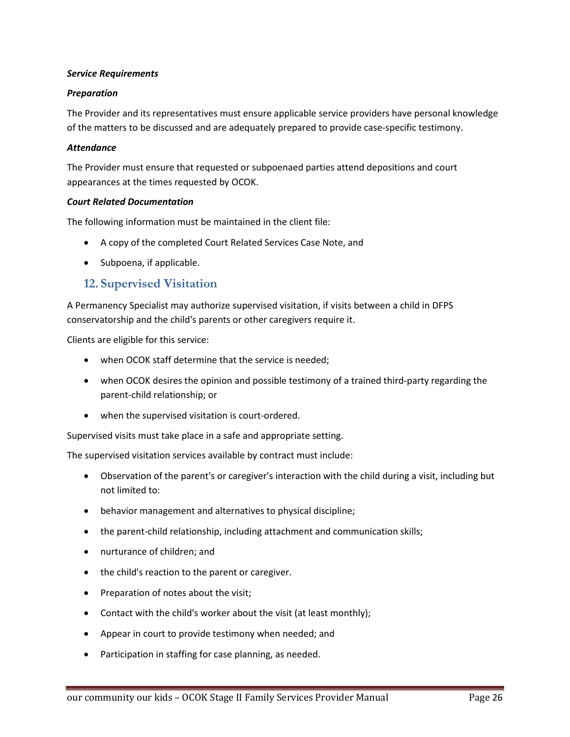***Service Requirements***

***Preparation***

The Provider and its representatives must ensure applicable service providers have personal knowledge of the matters to be discussed and are adequately prepared to provide case-specific testimony.

***Attendance***

The Provider must ensure that requested or subpoenaed parties attend depositions and court appearances at the times requested by OCOK.

***Court Related Documentation***

The following information must be maintained in the client file:

- A copy of the completed Court Related Services Case Note, and
- Subpoena, if applicable.

## 12. Supervised Visitation

A Permanency Specialist may authorize supervised visitation, if visits between a child in DFPS conservatorship and the child's parents or other caregivers require it.

Clients are eligible for this service:

- when OCOK staff determine that the service is needed;
- when OCOK desires the opinion and possible testimony of a trained third-party regarding the parent-child relationship; or
- when the supervised visitation is court-ordered.

Supervised visits must take place in a safe and appropriate setting.

The supervised visitation services available by contract must include:

- Observation of the parent's or caregiver's interaction with the child during a visit, including but not limited to:
- behavior management and alternatives to physical discipline;
- the parent-child relationship, including attachment and communication skills;
- nurturance of children; and
- the child's reaction to the parent or caregiver.
- Preparation of notes about the visit;
- Contact with the child's worker about the visit (at least monthly);
- Appear in court to provide testimony when needed; and
- Participation in staffing for case planning, as needed.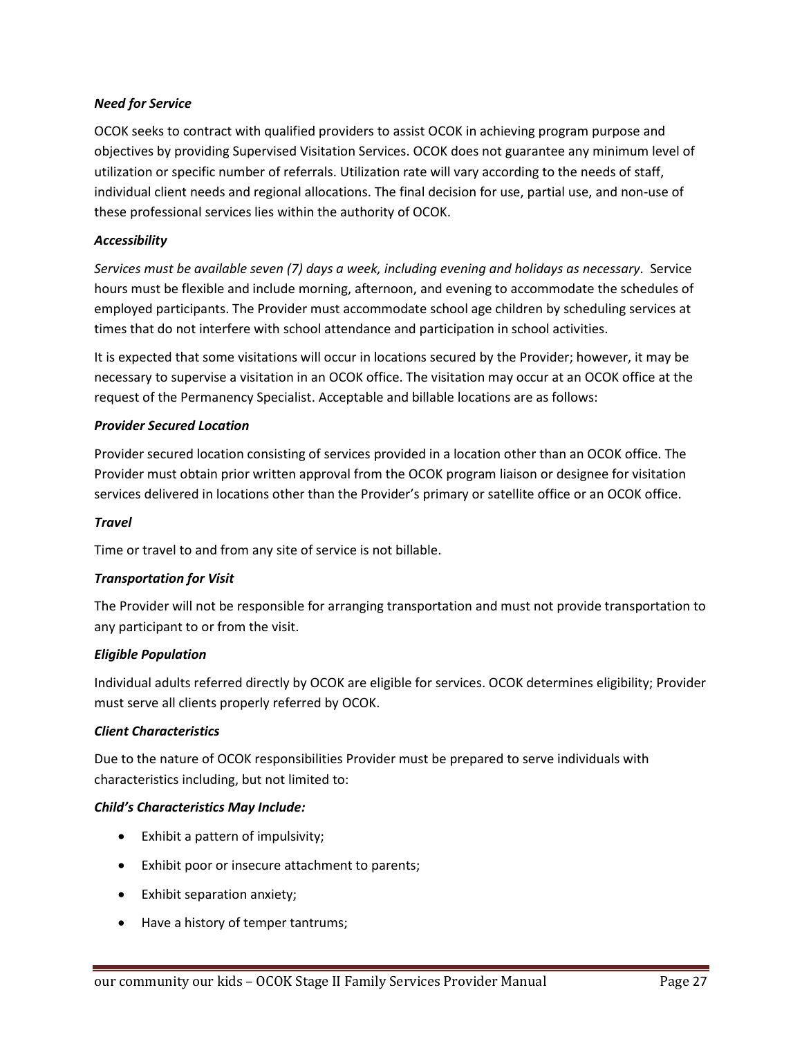***Need for Service***

OCOK seeks to contract with qualified providers to assist OCOK in achieving program purpose and objectives by providing Supervised Visitation Services. OCOK does not guarantee any minimum level of utilization or specific number of referrals. Utilization rate will vary according to the needs of staff, individual client needs and regional allocations. The final decision for use, partial use, and non-use of these professional services lies within the authority of OCOK.

***Accessibility***

*Services must be available seven (7) days a week, including evening and holidays as necessary*. Service hours must be flexible and include morning, afternoon, and evening to accommodate the schedules of employed participants. The Provider must accommodate school age children by scheduling services at times that do not interfere with school attendance and participation in school activities.

It is expected that some visitations will occur in locations secured by the Provider; however, it may be necessary to supervise a visitation in an OCOK office. The visitation may occur at an OCOK office at the request of the Permanency Specialist. Acceptable and billable locations are as follows:

***Provider Secured Location***

Provider secured location consisting of services provided in a location other than an OCOK office. The Provider must obtain prior written approval from the OCOK program liaison or designee for visitation services delivered in locations other than the Provider's primary or satellite office or an OCOK office.

***Travel***

Time or travel to and from any site of service is not billable.

***Transportation for Visit***

The Provider will not be responsible for arranging transportation and must not provide transportation to any participant to or from the visit.

***Eligible Population***

Individual adults referred directly by OCOK are eligible for services. OCOK determines eligibility; Provider must serve all clients properly referred by OCOK.

***Client Characteristics***

Due to the nature of OCOK responsibilities Provider must be prepared to serve individuals with characteristics including, but not limited to:

***Child's Characteristics May Include:***

- Exhibit a pattern of impulsivity;
- Exhibit poor or insecure attachment to parents;
- Exhibit separation anxiety;
- Have a history of temper tantrums;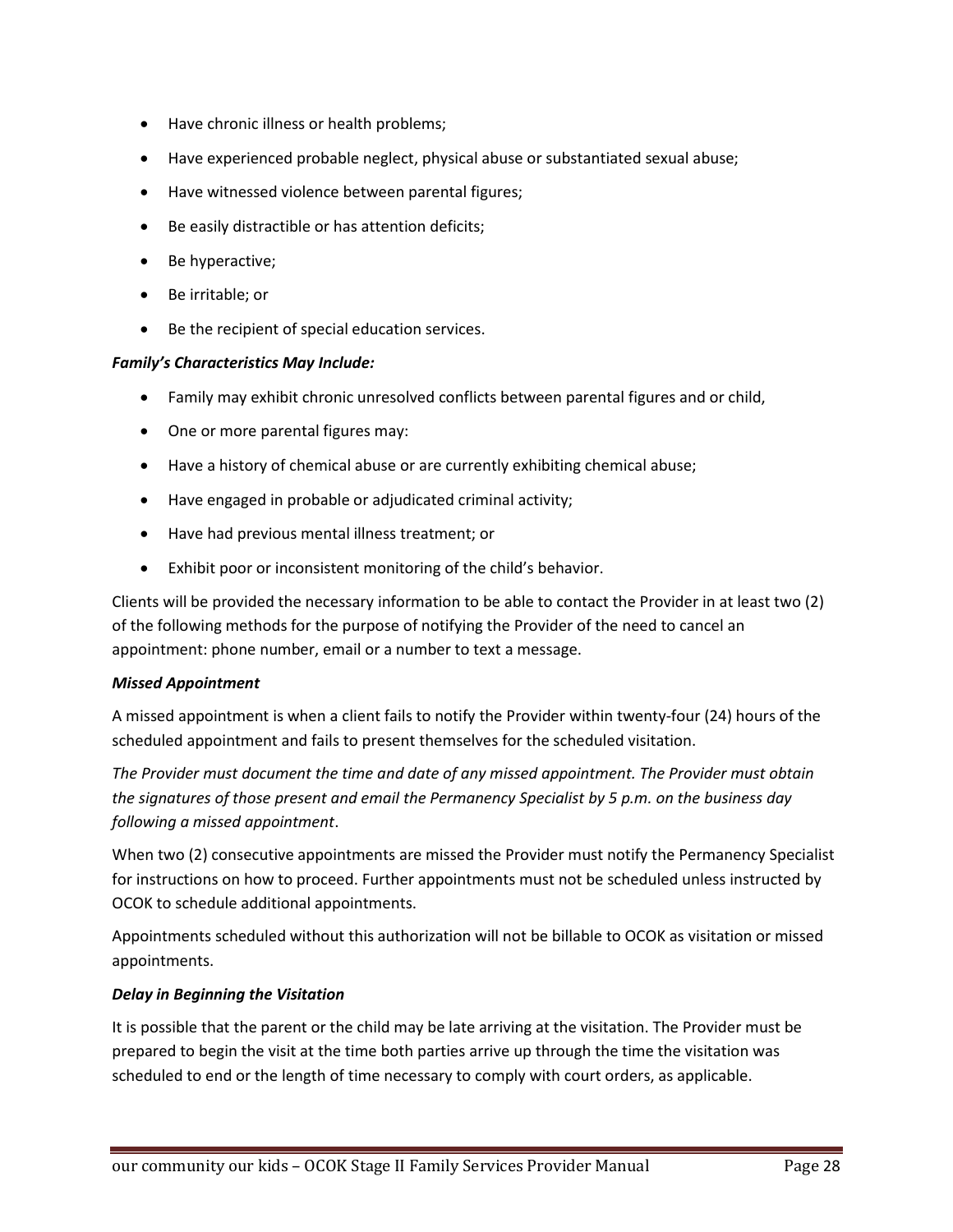- Have chronic illness or health problems;
- Have experienced probable neglect, physical abuse or substantiated sexual abuse;
- Have witnessed violence between parental figures;
- Be easily distractible or has attention deficits;
- Be hyperactive;
- Be irritable; or
- Be the recipient of special education services.

***Family's Characteristics May Include:***

- Family may exhibit chronic unresolved conflicts between parental figures and or child,
- One or more parental figures may:
- Have a history of chemical abuse or are currently exhibiting chemical abuse;
- Have engaged in probable or adjudicated criminal activity;
- Have had previous mental illness treatment; or
- Exhibit poor or inconsistent monitoring of the child's behavior.

Clients will be provided the necessary information to be able to contact the Provider in at least two (2) of the following methods for the purpose of notifying the Provider of the need to cancel an appointment: phone number, email or a number to text a message.

***Missed Appointment***

A missed appointment is when a client fails to notify the Provider within twenty-four (24) hours of the scheduled appointment and fails to present themselves for the scheduled visitation.

*The Provider must document the time and date of any missed appointment. The Provider must obtain the signatures of those present and email the Permanency Specialist by 5 p.m. on the business day following a missed appointment*.

When two (2) consecutive appointments are missed the Provider must notify the Permanency Specialist for instructions on how to proceed. Further appointments must not be scheduled unless instructed by OCOK to schedule additional appointments.

Appointments scheduled without this authorization will not be billable to OCOK as visitation or missed appointments.

***Delay in Beginning the Visitation***

It is possible that the parent or the child may be late arriving at the visitation. The Provider must be prepared to begin the visit at the time both parties arrive up through the time the visitation was scheduled to end or the length of time necessary to comply with court orders, as applicable.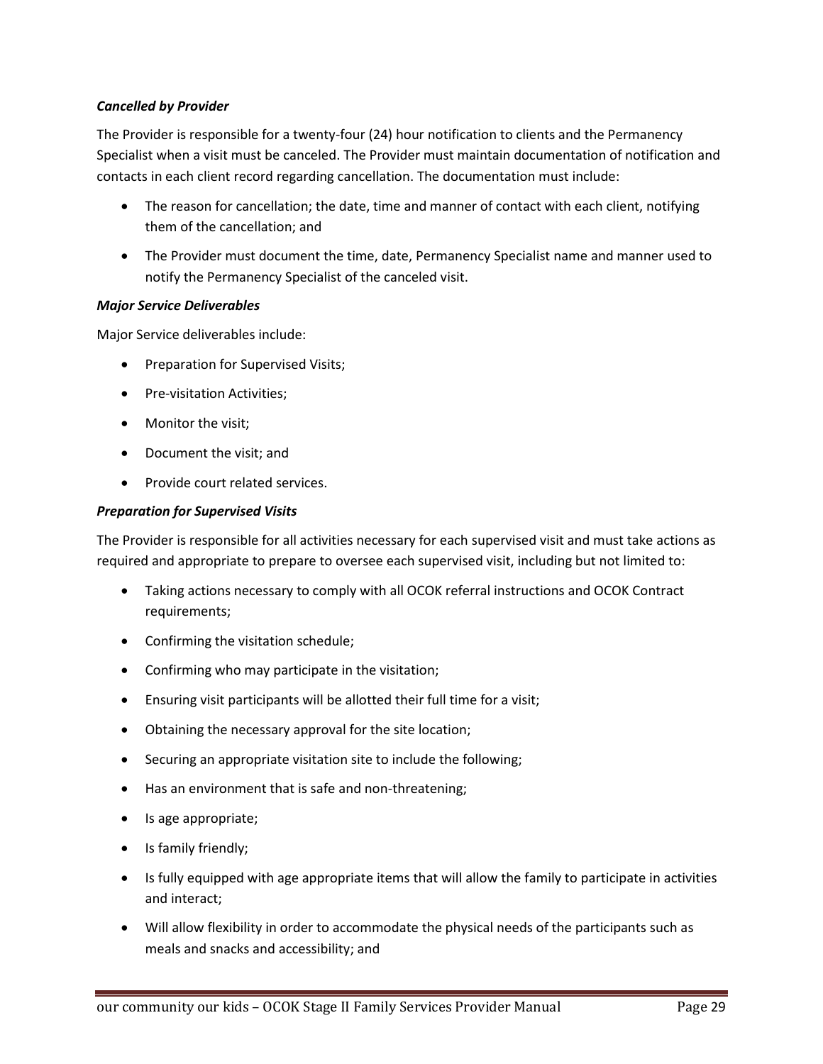***Cancelled by Provider***

The Provider is responsible for a twenty-four (24) hour notification to clients and the Permanency Specialist when a visit must be canceled. The Provider must maintain documentation of notification and contacts in each client record regarding cancellation. The documentation must include:

- The reason for cancellation; the date, time and manner of contact with each client, notifying them of the cancellation; and
- The Provider must document the time, date, Permanency Specialist name and manner used to notify the Permanency Specialist of the canceled visit.

***Major Service Deliverables***

Major Service deliverables include:

- Preparation for Supervised Visits;
- Pre-visitation Activities;
- Monitor the visit;
- Document the visit; and
- Provide court related services.

***Preparation for Supervised Visits***

The Provider is responsible for all activities necessary for each supervised visit and must take actions as required and appropriate to prepare to oversee each supervised visit, including but not limited to:

- Taking actions necessary to comply with all OCOK referral instructions and OCOK Contract requirements;
- Confirming the visitation schedule;
- Confirming who may participate in the visitation;
- Ensuring visit participants will be allotted their full time for a visit;
- Obtaining the necessary approval for the site location;
- Securing an appropriate visitation site to include the following;
- Has an environment that is safe and non-threatening;
- Is age appropriate;
- Is family friendly;
- Is fully equipped with age appropriate items that will allow the family to participate in activities and interact;
- Will allow flexibility in order to accommodate the physical needs of the participants such as meals and snacks and accessibility; and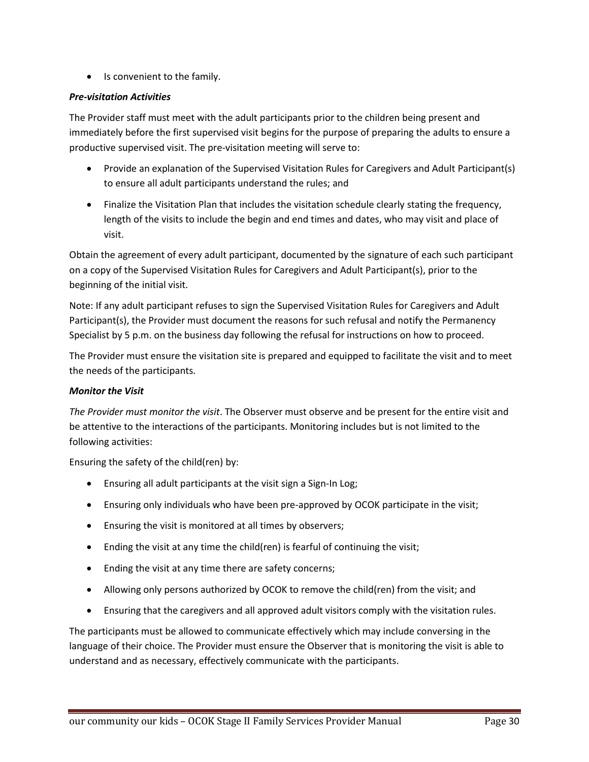- Is convenient to the family.

***Pre-visitation Activities***

The Provider staff must meet with the adult participants prior to the children being present and immediately before the first supervised visit begins for the purpose of preparing the adults to ensure a productive supervised visit. The pre-visitation meeting will serve to:

- Provide an explanation of the Supervised Visitation Rules for Caregivers and Adult Participant(s) to ensure all adult participants understand the rules; and
- Finalize the Visitation Plan that includes the visitation schedule clearly stating the frequency, length of the visits to include the begin and end times and dates, who may visit and place of visit.

Obtain the agreement of every adult participant, documented by the signature of each such participant on a copy of the Supervised Visitation Rules for Caregivers and Adult Participant(s), prior to the beginning of the initial visit.

Note: If any adult participant refuses to sign the Supervised Visitation Rules for Caregivers and Adult Participant(s), the Provider must document the reasons for such refusal and notify the Permanency Specialist by 5 p.m. on the business day following the refusal for instructions on how to proceed.

The Provider must ensure the visitation site is prepared and equipped to facilitate the visit and to meet the needs of the participants.

***Monitor the Visit***

*The Provider must monitor the visit*. The Observer must observe and be present for the entire visit and be attentive to the interactions of the participants. Monitoring includes but is not limited to the following activities:

Ensuring the safety of the child(ren) by:

- Ensuring all adult participants at the visit sign a Sign-In Log;
- Ensuring only individuals who have been pre-approved by OCOK participate in the visit;
- Ensuring the visit is monitored at all times by observers;
- Ending the visit at any time the child(ren) is fearful of continuing the visit;
- Ending the visit at any time there are safety concerns;
- Allowing only persons authorized by OCOK to remove the child(ren) from the visit; and
- Ensuring that the caregivers and all approved adult visitors comply with the visitation rules.

The participants must be allowed to communicate effectively which may include conversing in the language of their choice. The Provider must ensure the Observer that is monitoring the visit is able to understand and as necessary, effectively communicate with the participants.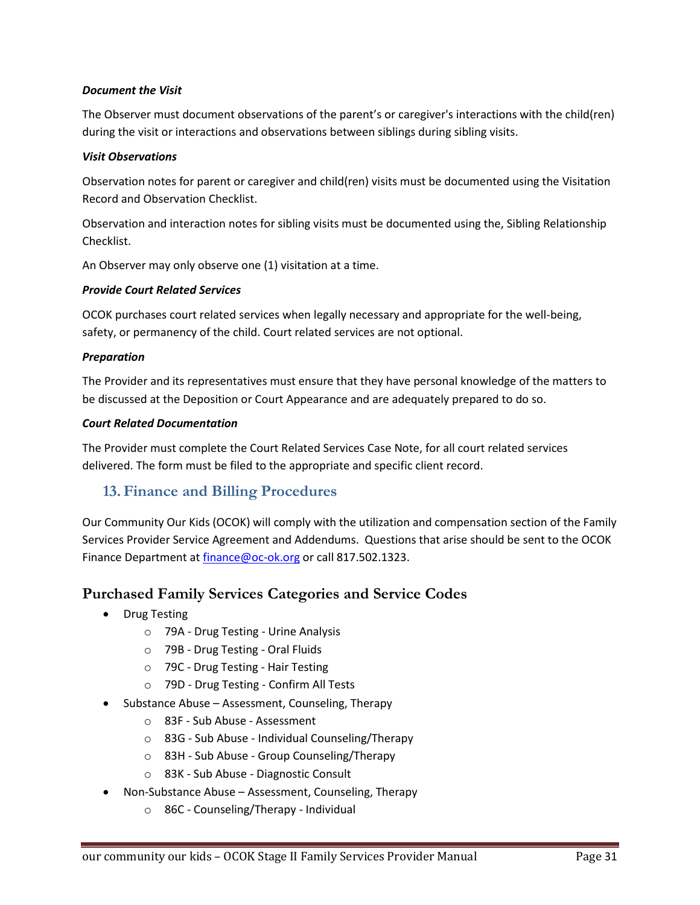***Document the Visit***

The Observer must document observations of the parent's or caregiver's interactions with the child(ren) during the visit or interactions and observations between siblings during sibling visits.

***Visit Observations***

Observation notes for parent or caregiver and child(ren) visits must be documented using the Visitation Record and Observation Checklist.

Observation and interaction notes for sibling visits must be documented using the, Sibling Relationship Checklist.

An Observer may only observe one (1) visitation at a time.

***Provide Court Related Services***

OCOK purchases court related services when legally necessary and appropriate for the well-being, safety, or permanency of the child. Court related services are not optional.

***Preparation***

The Provider and its representatives must ensure that they have personal knowledge of the matters to be discussed at the Deposition or Court Appearance and are adequately prepared to do so.

***Court Related Documentation***

The Provider must complete the Court Related Services Case Note, for all court related services delivered. The form must be filed to the appropriate and specific client record.

## 13. Finance and Billing Procedures

Our Community Our Kids (OCOK) will comply with the utilization and compensation section of the Family Services Provider Service Agreement and Addendums. Questions that arise should be sent to the OCOK Finance Department at finance@oc-ok.org or call 817.502.1323.

## Purchased Family Services Categories and Service Codes

- Drug Testing
  - 79A - Drug Testing - Urine Analysis
  - 79B - Drug Testing - Oral Fluids
  - 79C - Drug Testing - Hair Testing
  - 79D - Drug Testing - Confirm All Tests
- Substance Abuse – Assessment, Counseling, Therapy
  - 83F - Sub Abuse - Assessment
  - 83G - Sub Abuse - Individual Counseling/Therapy
  - 83H - Sub Abuse - Group Counseling/Therapy
  - 83K - Sub Abuse - Diagnostic Consult
- Non-Substance Abuse – Assessment, Counseling, Therapy
  - 86C - Counseling/Therapy - Individual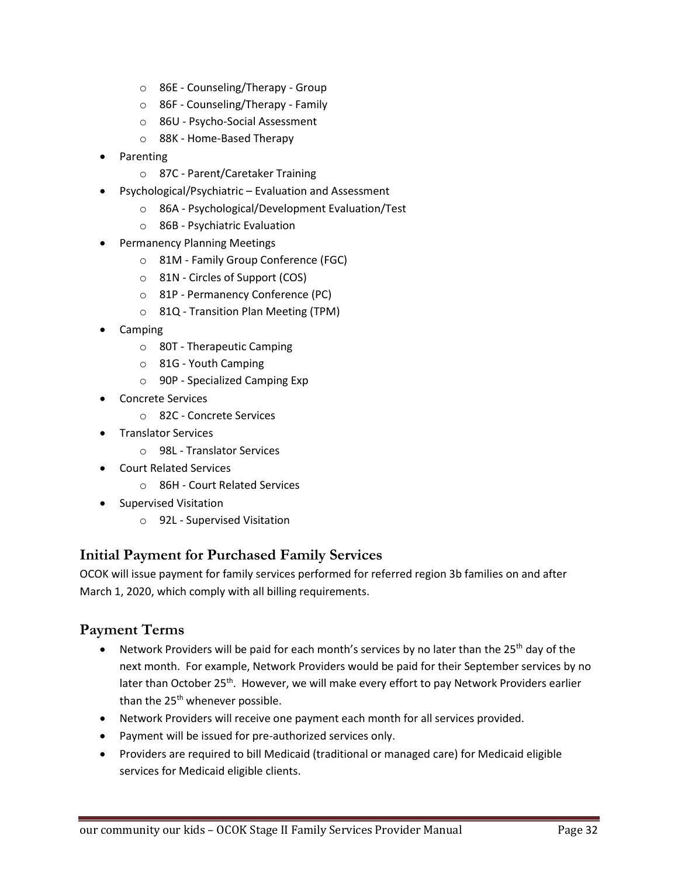- 86E - Counseling/Therapy - Group
  - 86F - Counseling/Therapy - Family
  - 86U - Psycho-Social Assessment
  - 88K - Home-Based Therapy
- Parenting
  - 87C - Parent/Caretaker Training
- Psychological/Psychiatric – Evaluation and Assessment
  - 86A - Psychological/Development Evaluation/Test
  - 86B - Psychiatric Evaluation
- Permanency Planning Meetings
  - 81M - Family Group Conference (FGC)
  - 81N - Circles of Support (COS)
  - 81P - Permanency Conference (PC)
  - 81Q - Transition Plan Meeting (TPM)
- Camping
  - 80T - Therapeutic Camping
  - 81G - Youth Camping
  - 90P - Specialized Camping Exp
- Concrete Services
  - 82C - Concrete Services
- Translator Services
  - 98L - Translator Services
- Court Related Services
  - 86H - Court Related Services
- Supervised Visitation
  - 92L - Supervised Visitation

## Initial Payment for Purchased Family Services

OCOK will issue payment for family services performed for referred region 3b families on and after March 1, 2020, which comply with all billing requirements.

## Payment Terms

- Network Providers will be paid for each month's services by no later than the 25th day of the next month. For example, Network Providers would be paid for their September services by no later than October 25th. However, we will make every effort to pay Network Providers earlier than the 25th whenever possible.
- Network Providers will receive one payment each month for all services provided.
- Payment will be issued for pre-authorized services only.
- Providers are required to bill Medicaid (traditional or managed care) for Medicaid eligible services for Medicaid eligible clients.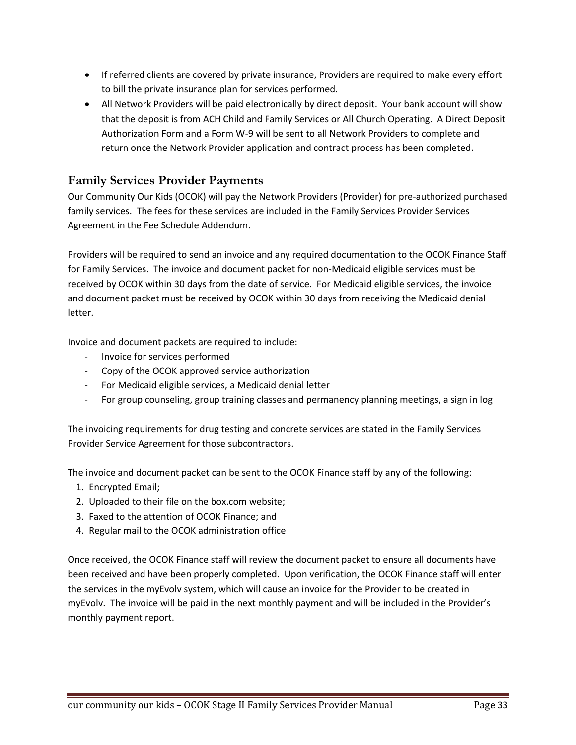- If referred clients are covered by private insurance, Providers are required to make every effort to bill the private insurance plan for services performed.
- All Network Providers will be paid electronically by direct deposit. Your bank account will show that the deposit is from ACH Child and Family Services or All Church Operating. A Direct Deposit Authorization Form and a Form W-9 will be sent to all Network Providers to complete and return once the Network Provider application and contract process has been completed.

## Family Services Provider Payments

Our Community Our Kids (OCOK) will pay the Network Providers (Provider) for pre-authorized purchased family services. The fees for these services are included in the Family Services Provider Services Agreement in the Fee Schedule Addendum.

Providers will be required to send an invoice and any required documentation to the OCOK Finance Staff for Family Services. The invoice and document packet for non-Medicaid eligible services must be received by OCOK within 30 days from the date of service. For Medicaid eligible services, the invoice and document packet must be received by OCOK within 30 days from receiving the Medicaid denial letter.

Invoice and document packets are required to include:

- Invoice for services performed
- Copy of the OCOK approved service authorization
- For Medicaid eligible services, a Medicaid denial letter
- For group counseling, group training classes and permanency planning meetings, a sign in log

The invoicing requirements for drug testing and concrete services are stated in the Family Services Provider Service Agreement for those subcontractors.

The invoice and document packet can be sent to the OCOK Finance staff by any of the following:

1. Encrypted Email;
2. Uploaded to their file on the box.com website;
3. Faxed to the attention of OCOK Finance; and
4. Regular mail to the OCOK administration office

Once received, the OCOK Finance staff will review the document packet to ensure all documents have been received and have been properly completed. Upon verification, the OCOK Finance staff will enter the services in the myEvolv system, which will cause an invoice for the Provider to be created in myEvolv. The invoice will be paid in the next monthly payment and will be included in the Provider's monthly payment report.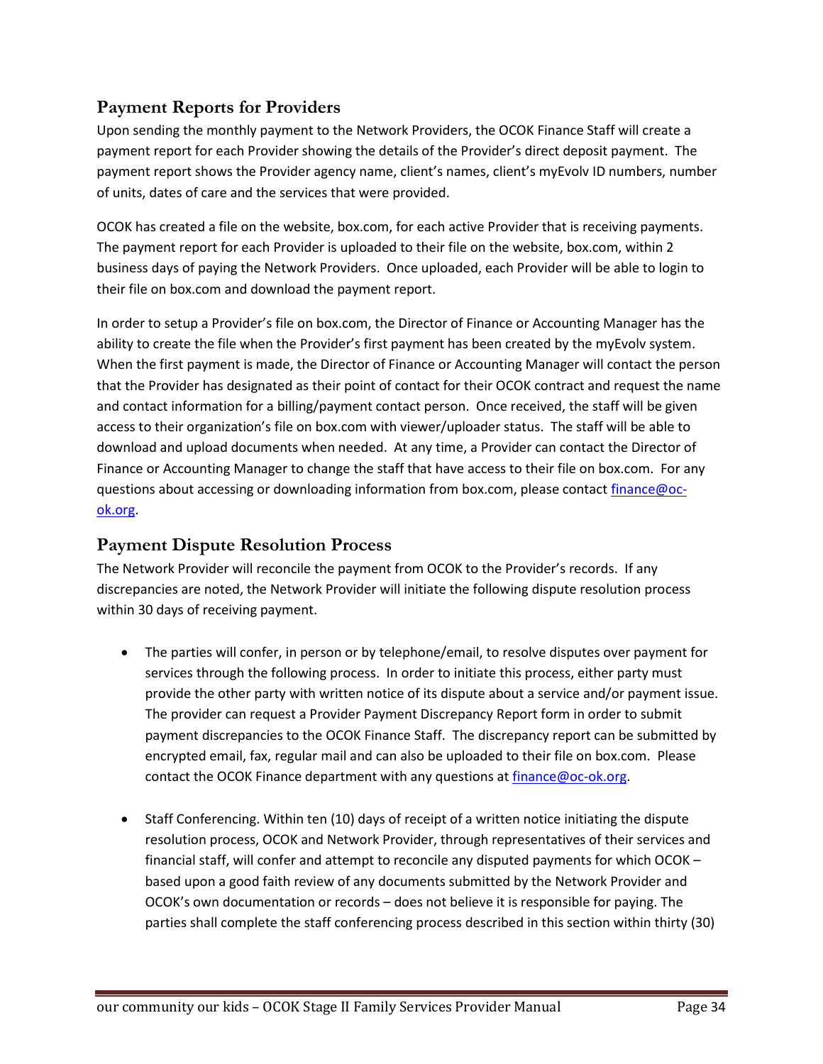## Payment Reports for Providers

Upon sending the monthly payment to the Network Providers, the OCOK Finance Staff will create a payment report for each Provider showing the details of the Provider's direct deposit payment. The payment report shows the Provider agency name, client's names, client's myEvolv ID numbers, number of units, dates of care and the services that were provided.

OCOK has created a file on the website, box.com, for each active Provider that is receiving payments. The payment report for each Provider is uploaded to their file on the website, box.com, within 2 business days of paying the Network Providers. Once uploaded, each Provider will be able to login to their file on box.com and download the payment report.

In order to setup a Provider's file on box.com, the Director of Finance or Accounting Manager has the ability to create the file when the Provider's first payment has been created by the myEvolv system. When the first payment is made, the Director of Finance or Accounting Manager will contact the person that the Provider has designated as their point of contact for their OCOK contract and request the name and contact information for a billing/payment contact person. Once received, the staff will be given access to their organization's file on box.com with viewer/uploader status. The staff will be able to download and upload documents when needed. At any time, a Provider can contact the Director of Finance or Accounting Manager to change the staff that have access to their file on box.com. For any questions about accessing or downloading information from box.com, please contact finance@oc-ok.org.

## Payment Dispute Resolution Process

The Network Provider will reconcile the payment from OCOK to the Provider's records. If any discrepancies are noted, the Network Provider will initiate the following dispute resolution process within 30 days of receiving payment.

- The parties will confer, in person or by telephone/email, to resolve disputes over payment for services through the following process. In order to initiate this process, either party must provide the other party with written notice of its dispute about a service and/or payment issue. The provider can request a Provider Payment Discrepancy Report form in order to submit payment discrepancies to the OCOK Finance Staff. The discrepancy report can be submitted by encrypted email, fax, regular mail and can also be uploaded to their file on box.com. Please contact the OCOK Finance department with any questions at finance@oc-ok.org.

- Staff Conferencing. Within ten (10) days of receipt of a written notice initiating the dispute resolution process, OCOK and Network Provider, through representatives of their services and financial staff, will confer and attempt to reconcile any disputed payments for which OCOK – based upon a good faith review of any documents submitted by the Network Provider and OCOK's own documentation or records – does not believe it is responsible for paying. The parties shall complete the staff conferencing process described in this section within thirty (30)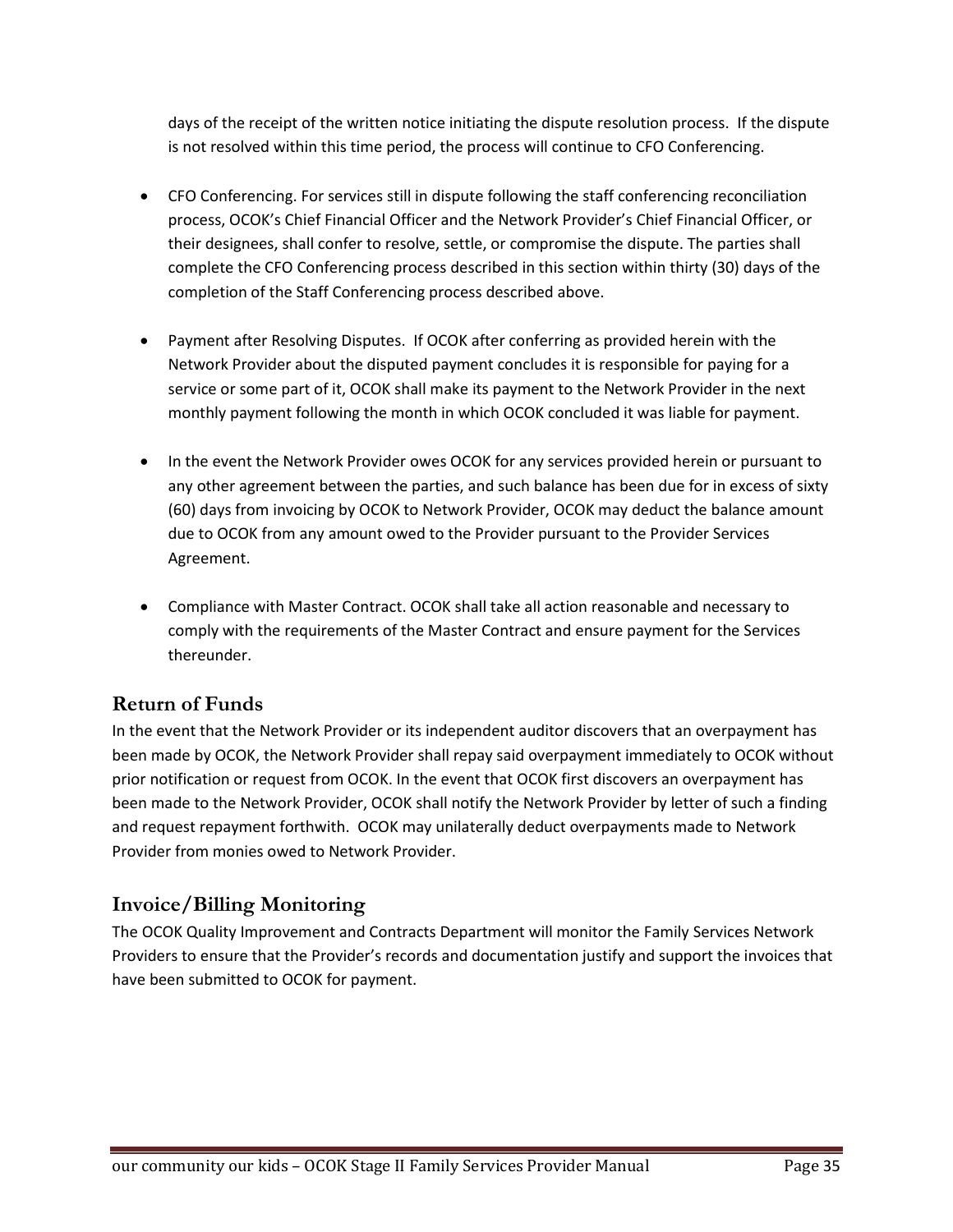days of the receipt of the written notice initiating the dispute resolution process. If the dispute is not resolved within this time period, the process will continue to CFO Conferencing.

- CFO Conferencing. For services still in dispute following the staff conferencing reconciliation process, OCOK's Chief Financial Officer and the Network Provider's Chief Financial Officer, or their designees, shall confer to resolve, settle, or compromise the dispute. The parties shall complete the CFO Conferencing process described in this section within thirty (30) days of the completion of the Staff Conferencing process described above.

- Payment after Resolving Disputes. If OCOK after conferring as provided herein with the Network Provider about the disputed payment concludes it is responsible for paying for a service or some part of it, OCOK shall make its payment to the Network Provider in the next monthly payment following the month in which OCOK concluded it was liable for payment.

- In the event the Network Provider owes OCOK for any services provided herein or pursuant to any other agreement between the parties, and such balance has been due for in excess of sixty (60) days from invoicing by OCOK to Network Provider, OCOK may deduct the balance amount due to OCOK from any amount owed to the Provider pursuant to the Provider Services Agreement.

- Compliance with Master Contract. OCOK shall take all action reasonable and necessary to comply with the requirements of the Master Contract and ensure payment for the Services thereunder.

## Return of Funds

In the event that the Network Provider or its independent auditor discovers that an overpayment has been made by OCOK, the Network Provider shall repay said overpayment immediately to OCOK without prior notification or request from OCOK. In the event that OCOK first discovers an overpayment has been made to the Network Provider, OCOK shall notify the Network Provider by letter of such a finding and request repayment forthwith. OCOK may unilaterally deduct overpayments made to Network Provider from monies owed to Network Provider.

## Invoice/Billing Monitoring

The OCOK Quality Improvement and Contracts Department will monitor the Family Services Network Providers to ensure that the Provider's records and documentation justify and support the invoices that have been submitted to OCOK for payment.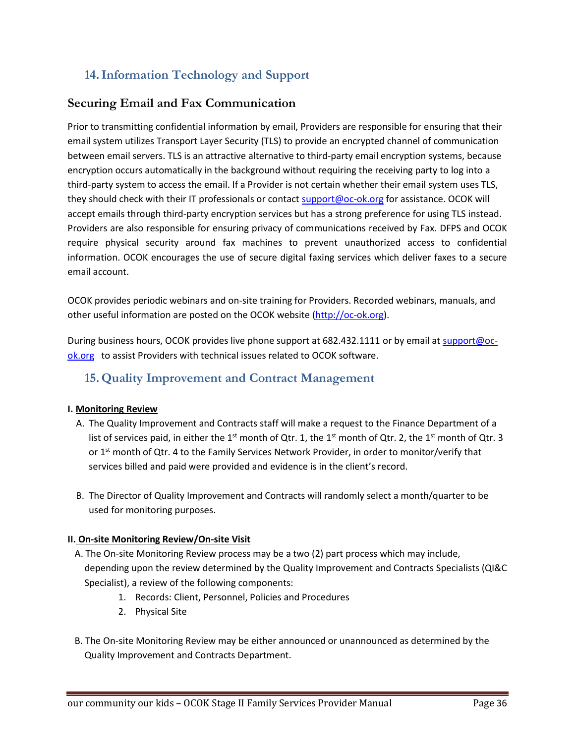## 14. Information Technology and Support

### Securing Email and Fax Communication

Prior to transmitting confidential information by email, Providers are responsible for ensuring that their email system utilizes Transport Layer Security (TLS) to provide an encrypted channel of communication between email servers. TLS is an attractive alternative to third-party email encryption systems, because encryption occurs automatically in the background without requiring the receiving party to log into a third-party system to access the email. If a Provider is not certain whether their email system uses TLS, they should check with their IT professionals or contact support@oc-ok.org for assistance. OCOK will accept emails through third-party encryption services but has a strong preference for using TLS instead. Providers are also responsible for ensuring privacy of communications received by Fax. DFPS and OCOK require physical security around fax machines to prevent unauthorized access to confidential information. OCOK encourages the use of secure digital faxing services which deliver faxes to a secure email account.

OCOK provides periodic webinars and on-site training for Providers. Recorded webinars, manuals, and other useful information are posted on the OCOK website (http://oc-ok.org).

During business hours, OCOK provides live phone support at 682.432.1111 or by email at support@oc-ok.org to assist Providers with technical issues related to OCOK software.

## 15. Quality Improvement and Contract Management

**I. <u>Monitoring Review</u>**

A. The Quality Improvement and Contracts staff will make a request to the Finance Department of a list of services paid, in either the 1st month of Qtr. 1, the 1st month of Qtr. 2, the 1st month of Qtr. 3 or 1st month of Qtr. 4 to the Family Services Network Provider, in order to monitor/verify that services billed and paid were provided and evidence is in the client's record.

B. The Director of Quality Improvement and Contracts will randomly select a month/quarter to be used for monitoring purposes.

**II. <u>On-site Monitoring Review/On-site Visit</u>**

A. The On-site Monitoring Review process may be a two (2) part process which may include, depending upon the review determined by the Quality Improvement and Contracts Specialists (QI&C Specialist), a review of the following components:

1. Records: Client, Personnel, Policies and Procedures
2. Physical Site

B. The On-site Monitoring Review may be either announced or unannounced as determined by the Quality Improvement and Contracts Department.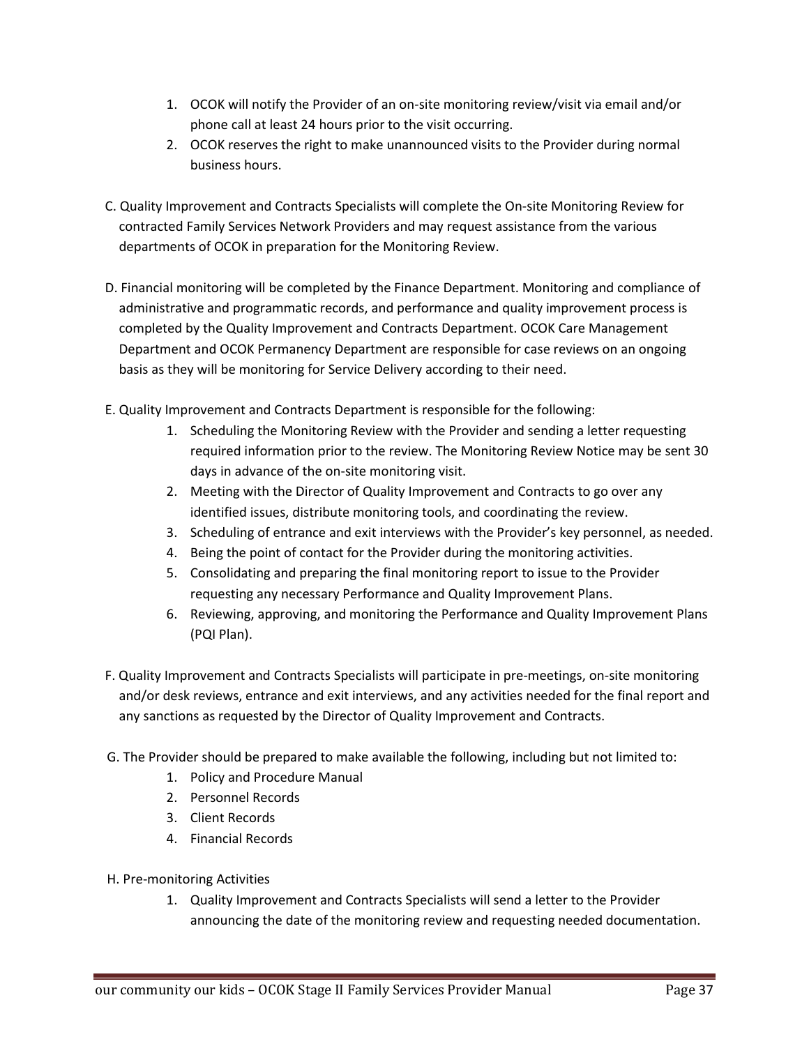1. OCOK will notify the Provider of an on-site monitoring review/visit via email and/or phone call at least 24 hours prior to the visit occurring.
2. OCOK reserves the right to make unannounced visits to the Provider during normal business hours.

C. Quality Improvement and Contracts Specialists will complete the On-site Monitoring Review for contracted Family Services Network Providers and may request assistance from the various departments of OCOK in preparation for the Monitoring Review.

D. Financial monitoring will be completed by the Finance Department. Monitoring and compliance of administrative and programmatic records, and performance and quality improvement process is completed by the Quality Improvement and Contracts Department. OCOK Care Management Department and OCOK Permanency Department are responsible for case reviews on an ongoing basis as they will be monitoring for Service Delivery according to their need.

E. Quality Improvement and Contracts Department is responsible for the following:

1. Scheduling the Monitoring Review with the Provider and sending a letter requesting required information prior to the review. The Monitoring Review Notice may be sent 30 days in advance of the on-site monitoring visit.
2. Meeting with the Director of Quality Improvement and Contracts to go over any identified issues, distribute monitoring tools, and coordinating the review.
3. Scheduling of entrance and exit interviews with the Provider's key personnel, as needed.
4. Being the point of contact for the Provider during the monitoring activities.
5. Consolidating and preparing the final monitoring report to issue to the Provider requesting any necessary Performance and Quality Improvement Plans.
6. Reviewing, approving, and monitoring the Performance and Quality Improvement Plans (PQI Plan).

F. Quality Improvement and Contracts Specialists will participate in pre-meetings, on-site monitoring and/or desk reviews, entrance and exit interviews, and any activities needed for the final report and any sanctions as requested by the Director of Quality Improvement and Contracts.

G. The Provider should be prepared to make available the following, including but not limited to:

1. Policy and Procedure Manual
2. Personnel Records
3. Client Records
4. Financial Records

H. Pre-monitoring Activities

1. Quality Improvement and Contracts Specialists will send a letter to the Provider announcing the date of the monitoring review and requesting needed documentation.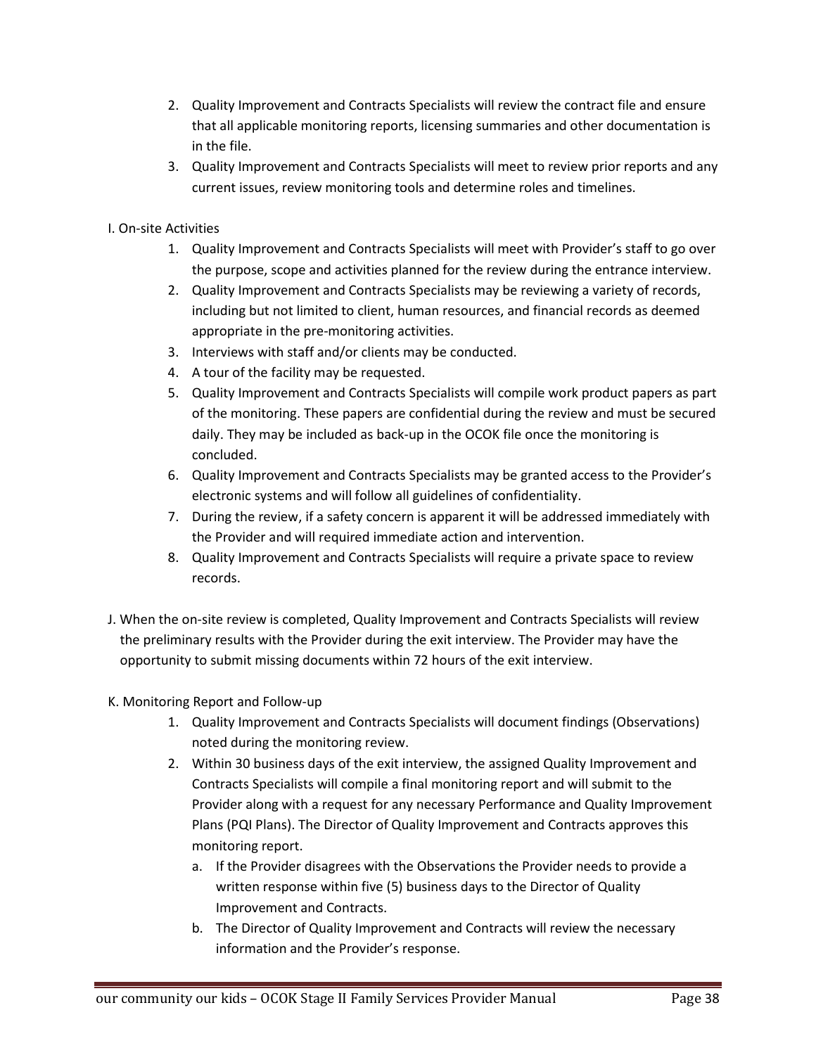2. Quality Improvement and Contracts Specialists will review the contract file and ensure that all applicable monitoring reports, licensing summaries and other documentation is in the file.
3. Quality Improvement and Contracts Specialists will meet to review prior reports and any current issues, review monitoring tools and determine roles and timelines.

I. On-site Activities

1. Quality Improvement and Contracts Specialists will meet with Provider's staff to go over the purpose, scope and activities planned for the review during the entrance interview.
2. Quality Improvement and Contracts Specialists may be reviewing a variety of records, including but not limited to client, human resources, and financial records as deemed appropriate in the pre-monitoring activities.
3. Interviews with staff and/or clients may be conducted.
4. A tour of the facility may be requested.
5. Quality Improvement and Contracts Specialists will compile work product papers as part of the monitoring. These papers are confidential during the review and must be secured daily. They may be included as back-up in the OCOK file once the monitoring is concluded.
6. Quality Improvement and Contracts Specialists may be granted access to the Provider's electronic systems and will follow all guidelines of confidentiality.
7. During the review, if a safety concern is apparent it will be addressed immediately with the Provider and will required immediate action and intervention.
8. Quality Improvement and Contracts Specialists will require a private space to review records.

J. When the on-site review is completed, Quality Improvement and Contracts Specialists will review the preliminary results with the Provider during the exit interview. The Provider may have the opportunity to submit missing documents within 72 hours of the exit interview.

K. Monitoring Report and Follow-up

1. Quality Improvement and Contracts Specialists will document findings (Observations) noted during the monitoring review.
2. Within 30 business days of the exit interview, the assigned Quality Improvement and Contracts Specialists will compile a final monitoring report and will submit to the Provider along with a request for any necessary Performance and Quality Improvement Plans (PQI Plans). The Director of Quality Improvement and Contracts approves this monitoring report.
    a. If the Provider disagrees with the Observations the Provider needs to provide a written response within five (5) business days to the Director of Quality Improvement and Contracts.
    b. The Director of Quality Improvement and Contracts will review the necessary information and the Provider's response.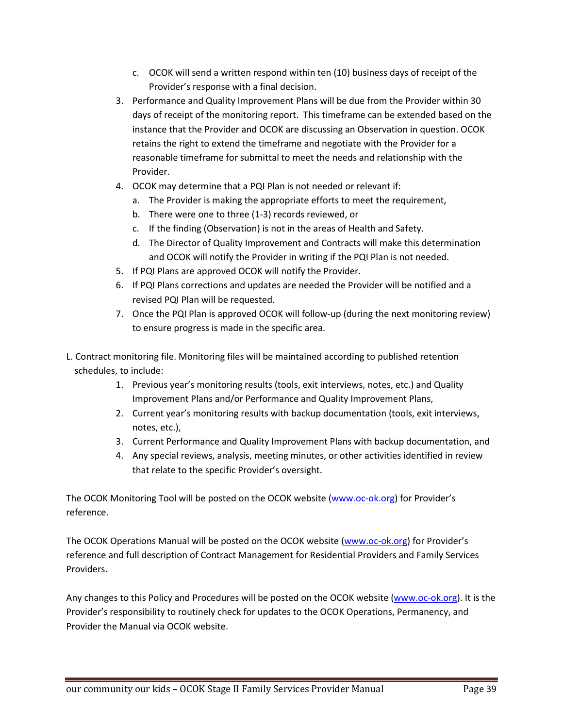c. OCOK will send a written respond within ten (10) business days of receipt of the Provider's response with a final decision.

3. Performance and Quality Improvement Plans will be due from the Provider within 30 days of receipt of the monitoring report. This timeframe can be extended based on the instance that the Provider and OCOK are discussing an Observation in question. OCOK retains the right to extend the timeframe and negotiate with the Provider for a reasonable timeframe for submittal to meet the needs and relationship with the Provider.
4. OCOK may determine that a PQI Plan is not needed or relevant if:
   a. The Provider is making the appropriate efforts to meet the requirement,
   b. There were one to three (1-3) records reviewed, or
   c. If the finding (Observation) is not in the areas of Health and Safety.
   d. The Director of Quality Improvement and Contracts will make this determination and OCOK will notify the Provider in writing if the PQI Plan is not needed.
5. If PQI Plans are approved OCOK will notify the Provider.
6. If PQI Plans corrections and updates are needed the Provider will be notified and a revised PQI Plan will be requested.
7. Once the PQI Plan is approved OCOK will follow-up (during the next monitoring review) to ensure progress is made in the specific area.

L. Contract monitoring file. Monitoring files will be maintained according to published retention schedules, to include:

1. Previous year's monitoring results (tools, exit interviews, notes, etc.) and Quality Improvement Plans and/or Performance and Quality Improvement Plans,
2. Current year's monitoring results with backup documentation (tools, exit interviews, notes, etc.),
3. Current Performance and Quality Improvement Plans with backup documentation, and
4. Any special reviews, analysis, meeting minutes, or other activities identified in review that relate to the specific Provider's oversight.

The OCOK Monitoring Tool will be posted on the OCOK website (www.oc-ok.org) for Provider's reference.

The OCOK Operations Manual will be posted on the OCOK website (www.oc-ok.org) for Provider's reference and full description of Contract Management for Residential Providers and Family Services Providers.

Any changes to this Policy and Procedures will be posted on the OCOK website (www.oc-ok.org). It is the Provider's responsibility to routinely check for updates to the OCOK Operations, Permanency, and Provider the Manual via OCOK website.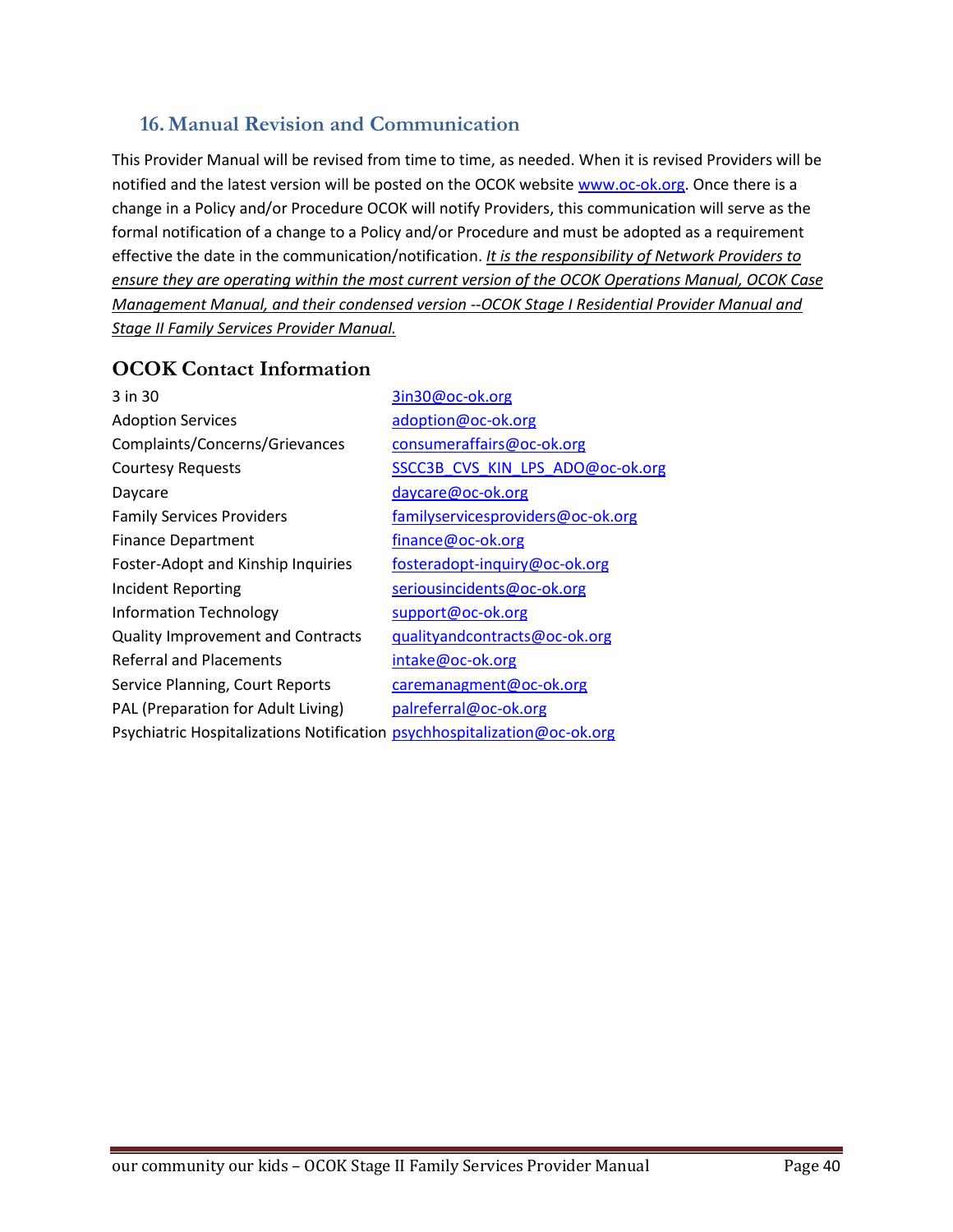## 16. Manual Revision and Communication

This Provider Manual will be revised from time to time, as needed. When it is revised Providers will be notified and the latest version will be posted on the OCOK website www.oc-ok.org. Once there is a change in a Policy and/or Procedure OCOK will notify Providers, this communication will serve as the formal notification of a change to a Policy and/or Procedure and must be adopted as a requirement effective the date in the communication/notification. *It is the responsibility of Network Providers to ensure they are operating within the most current version of the OCOK Operations Manual, OCOK Case Management Manual, and their condensed version --OCOK Stage I Residential Provider Manual and Stage II Family Services Provider Manual.*

## OCOK Contact Information

| | |
|---|---|
| 3 in 30 | 3in30@oc-ok.org |
| Adoption Services | adoption@oc-ok.org |
| Complaints/Concerns/Grievances | consumeraffairs@oc-ok.org |
| Courtesy Requests | SSCC3B_CVS_KIN_LPS_ADO@oc-ok.org |
| Daycare | daycare@oc-ok.org |
| Family Services Providers | familyservicesproviders@oc-ok.org |
| Finance Department | finance@oc-ok.org |
| Foster-Adopt and Kinship Inquiries | fosteradopt-inquiry@oc-ok.org |
| Incident Reporting | seriousincidents@oc-ok.org |
| Information Technology | support@oc-ok.org |
| Quality Improvement and Contracts | qualityandcontracts@oc-ok.org |
| Referral and Placements | intake@oc-ok.org |
| Service Planning, Court Reports | caremanagment@oc-ok.org |
| PAL (Preparation for Adult Living) | palreferral@oc-ok.org |
| Psychiatric Hospitalizations Notification | psychhospitalization@oc-ok.org |